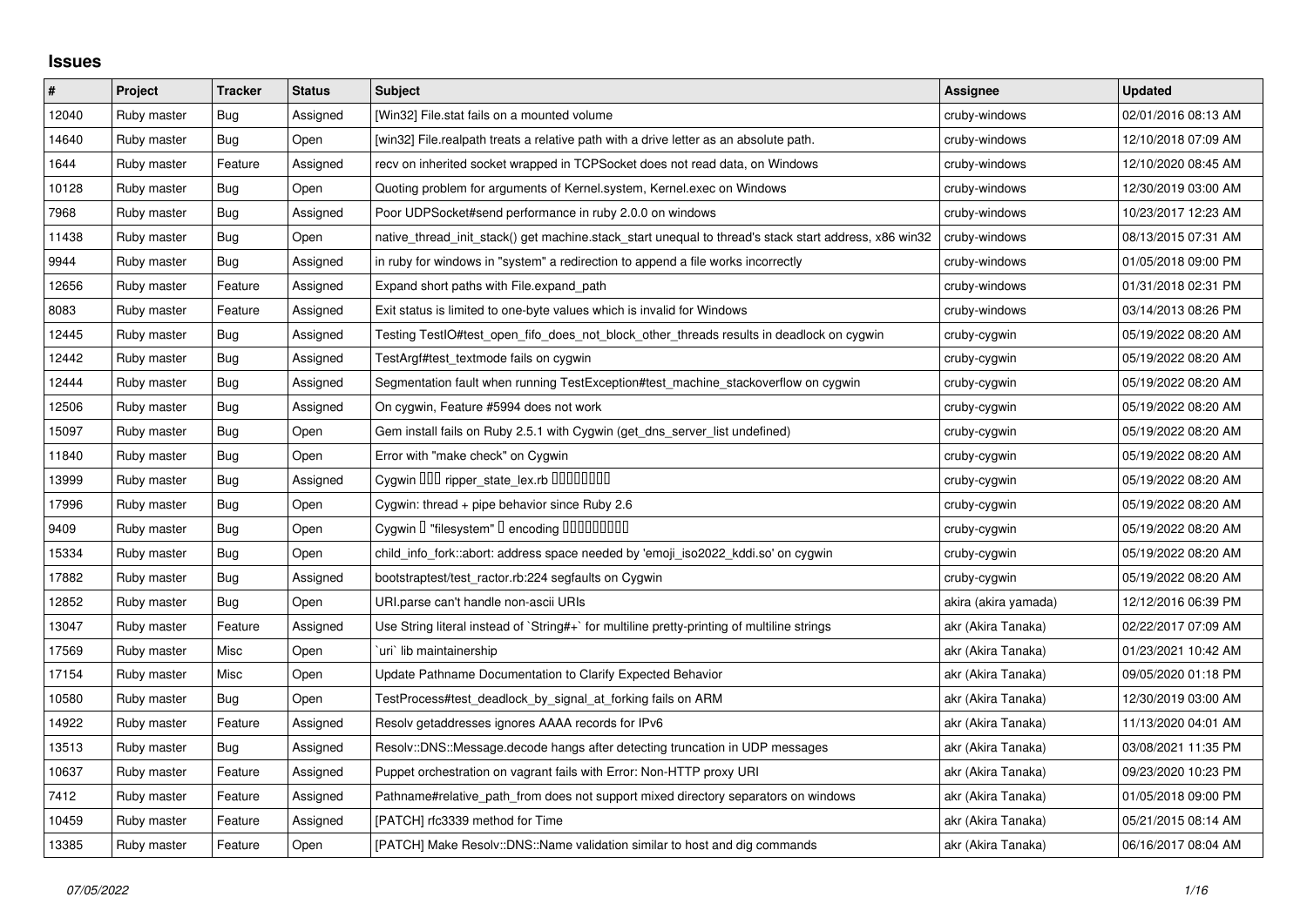## Issues

| # | Project | Tracker | Status | Subject | Assignee | Updated |
|---|---|---|---|---|---|---|
| 12040 | Ruby master | Bug | Assigned | [Win32] File.stat fails on a mounted volume | cruby-windows | 02/01/2016 08:13 AM |
| 14640 | Ruby master | Bug | Open | [win32] File.realpath treats a relative path with a drive letter as an absolute path. | cruby-windows | 12/10/2018 07:09 AM |
| 1644 | Ruby master | Feature | Assigned | recv on inherited socket wrapped in TCPSocket does not read data, on Windows | cruby-windows | 12/10/2020 08:45 AM |
| 10128 | Ruby master | Bug | Open | Quoting problem for arguments of Kernel.system, Kernel.exec on Windows | cruby-windows | 12/30/2019 03:00 AM |
| 7968 | Ruby master | Bug | Assigned | Poor UDPSocket#send performance in ruby 2.0.0 on windows | cruby-windows | 10/23/2017 12:23 AM |
| 11438 | Ruby master | Bug | Open | native_thread_init_stack() get machine.stack_start unequal to thread's stack start address, x86 win32 | cruby-windows | 08/13/2015 07:31 AM |
| 9944 | Ruby master | Bug | Assigned | in ruby for windows in "system" a redirection to append a file works incorrectly | cruby-windows | 01/05/2018 09:00 PM |
| 12656 | Ruby master | Feature | Assigned | Expand short paths with File.expand_path | cruby-windows | 01/31/2018 02:31 PM |
| 8083 | Ruby master | Feature | Assigned | Exit status is limited to one-byte values which is invalid for Windows | cruby-windows | 03/14/2013 08:26 PM |
| 12445 | Ruby master | Bug | Assigned | Testing TestIO#test_open_fifo_does_not_block_other_threads results in deadlock on cygwin | cruby-cygwin | 05/19/2022 08:20 AM |
| 12442 | Ruby master | Bug | Assigned | TestArgf#test_textmode fails on cygwin | cruby-cygwin | 05/19/2022 08:20 AM |
| 12444 | Ruby master | Bug | Assigned | Segmentation fault when running TestException#test_machine_stackoverflow on cygwin | cruby-cygwin | 05/19/2022 08:20 AM |
| 12506 | Ruby master | Bug | Assigned | On cygwin, Feature #5994 does not work | cruby-cygwin | 05/19/2022 08:20 AM |
| 15097 | Ruby master | Bug | Open | Gem install fails on Ruby 2.5.1 with Cygwin (get_dns_server_list undefined) | cruby-cygwin | 05/19/2022 08:20 AM |
| 11840 | Ruby master | Bug | Open | Error with "make check" on Cygwin | cruby-cygwin | 05/19/2022 08:20 AM |
| 13999 | Ruby master | Bug | Assigned | Cygwin ��� ripper_state_lex.rb �������� | cruby-cygwin | 05/19/2022 08:20 AM |
| 17996 | Ruby master | Bug | Open | Cygwin: thread + pipe behavior since Ruby 2.6 | cruby-cygwin | 05/19/2022 08:20 AM |
| 9409 | Ruby master | Bug | Open | Cygwin � "filesystem" � encoding ��������� | cruby-cygwin | 05/19/2022 08:20 AM |
| 15334 | Ruby master | Bug | Open | child_info_fork::abort: address space needed by 'emoji_iso2022_kddi.so' on cygwin | cruby-cygwin | 05/19/2022 08:20 AM |
| 17882 | Ruby master | Bug | Assigned | bootstraptest/test_ractor.rb:224 segfaults on Cygwin | cruby-cygwin | 05/19/2022 08:20 AM |
| 12852 | Ruby master | Bug | Open | URI.parse can't handle non-ascii URIs | akira (akira yamada) | 12/12/2016 06:39 PM |
| 13047 | Ruby master | Feature | Assigned | Use String literal instead of `String#+` for multiline pretty-printing of multiline strings | akr (Akira Tanaka) | 02/22/2017 07:09 AM |
| 17569 | Ruby master | Misc | Open | `uri` lib maintainership | akr (Akira Tanaka) | 01/23/2021 10:42 AM |
| 17154 | Ruby master | Misc | Open | Update Pathname Documentation to Clarify Expected Behavior | akr (Akira Tanaka) | 09/05/2020 01:18 PM |
| 10580 | Ruby master | Bug | Open | TestProcess#test_deadlock_by_signal_at_forking fails on ARM | akr (Akira Tanaka) | 12/30/2019 03:00 AM |
| 14922 | Ruby master | Feature | Assigned | Resolv getaddresses ignores AAAA records for IPv6 | akr (Akira Tanaka) | 11/13/2020 04:01 AM |
| 13513 | Ruby master | Bug | Assigned | Resolv::DNS::Message.decode hangs after detecting truncation in UDP messages | akr (Akira Tanaka) | 03/08/2021 11:35 PM |
| 10637 | Ruby master | Feature | Assigned | Puppet orchestration on vagrant fails with Error: Non-HTTP proxy URI | akr (Akira Tanaka) | 09/23/2020 10:23 PM |
| 7412 | Ruby master | Feature | Assigned | Pathname#relative_path_from does not support mixed directory separators on windows | akr (Akira Tanaka) | 01/05/2018 09:00 PM |
| 10459 | Ruby master | Feature | Assigned | [PATCH] rfc3339 method for Time | akr (Akira Tanaka) | 05/21/2015 08:14 AM |
| 13385 | Ruby master | Feature | Open | [PATCH] Make Resolv::DNS::Name validation similar to host and dig commands | akr (Akira Tanaka) | 06/16/2017 08:04 AM |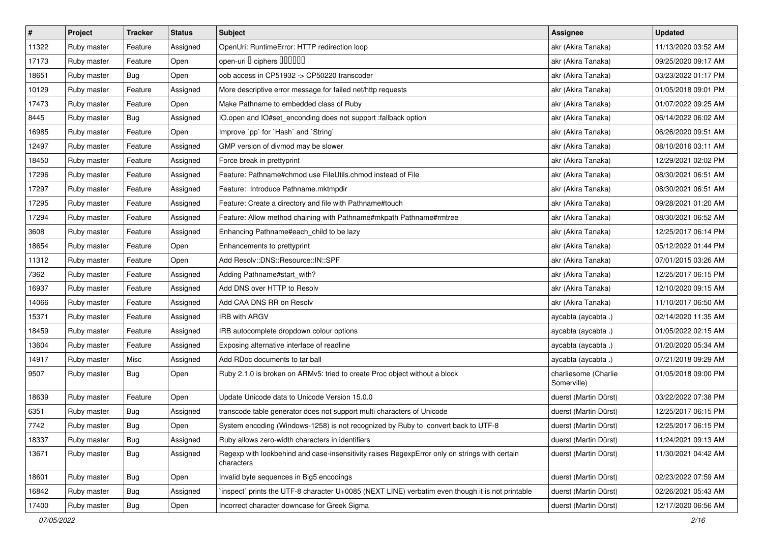| # | Project | Tracker | Status | Subject | Assignee | Updated |
|---|---|---|---|---|---|---|
| 11322 | Ruby master | Feature | Assigned | OpenUri: RuntimeError: HTTP redirection loop | akr (Akira Tanaka) | 11/13/2020 03:52 AM |
| 17173 | Ruby master | Feature | Open | open-uri � ciphers ������ | akr (Akira Tanaka) | 09/25/2020 09:17 AM |
| 18651 | Ruby master | Bug | Open | oob access in CP51932 -> CP50220 transcoder | akr (Akira Tanaka) | 03/23/2022 01:17 PM |
| 10129 | Ruby master | Feature | Assigned | More descriptive error message for failed net/http requests | akr (Akira Tanaka) | 01/05/2018 09:01 PM |
| 17473 | Ruby master | Feature | Open | Make Pathname to embedded class of Ruby | akr (Akira Tanaka) | 01/07/2022 09:25 AM |
| 8445 | Ruby master | Bug | Assigned | IO.open and IO#set_enconding does not support :fallback option | akr (Akira Tanaka) | 06/14/2022 06:02 AM |
| 16985 | Ruby master | Feature | Open | Improve `pp` for `Hash` and `String` | akr (Akira Tanaka) | 06/26/2020 09:51 AM |
| 12497 | Ruby master | Feature | Assigned | GMP version of divmod may be slower | akr (Akira Tanaka) | 08/10/2016 03:11 AM |
| 18450 | Ruby master | Feature | Assigned | Force break in prettyprint | akr (Akira Tanaka) | 12/29/2021 02:02 PM |
| 17296 | Ruby master | Feature | Assigned | Feature: Pathname#chmod use FileUtils.chmod instead of File | akr (Akira Tanaka) | 08/30/2021 06:51 AM |
| 17297 | Ruby master | Feature | Assigned | Feature: Introduce Pathname.mktmpdir | akr (Akira Tanaka) | 08/30/2021 06:51 AM |
| 17295 | Ruby master | Feature | Assigned | Feature: Create a directory and file with Pathname#touch | akr (Akira Tanaka) | 09/28/2021 01:20 AM |
| 17294 | Ruby master | Feature | Assigned | Feature: Allow method chaining with Pathname#mkpath Pathname#rmtree | akr (Akira Tanaka) | 08/30/2021 06:52 AM |
| 3608 | Ruby master | Feature | Assigned | Enhancing Pathname#each_child to be lazy | akr (Akira Tanaka) | 12/25/2017 06:14 PM |
| 18654 | Ruby master | Feature | Open | Enhancements to prettyprint | akr (Akira Tanaka) | 05/12/2022 01:44 PM |
| 11312 | Ruby master | Feature | Open | Add Resolv::DNS::Resource::IN::SPF | akr (Akira Tanaka) | 07/01/2015 03:26 AM |
| 7362 | Ruby master | Feature | Assigned | Adding Pathname#start_with? | akr (Akira Tanaka) | 12/25/2017 06:15 PM |
| 16937 | Ruby master | Feature | Assigned | Add DNS over HTTP to Resolv | akr (Akira Tanaka) | 12/10/2020 09:15 AM |
| 14066 | Ruby master | Feature | Assigned | Add CAA DNS RR on Resolv | akr (Akira Tanaka) | 11/10/2017 06:50 AM |
| 15371 | Ruby master | Feature | Assigned | IRB with ARGV | aycabta (aycabta .) | 02/14/2020 11:35 AM |
| 18459 | Ruby master | Feature | Assigned | IRB autocomplete dropdown colour options | aycabta (aycabta .) | 01/05/2022 02:15 AM |
| 13604 | Ruby master | Feature | Assigned | Exposing alternative interface of readline | aycabta (aycabta .) | 01/20/2020 05:34 AM |
| 14917 | Ruby master | Misc | Assigned | Add RDoc documents to tar ball | aycabta (aycabta .) | 07/21/2018 09:29 AM |
| 9507 | Ruby master | Bug | Open | Ruby 2.1.0 is broken on ARMv5: tried to create Proc object without a block | charliesome (Charlie Somerville) | 01/05/2018 09:00 PM |
| 18639 | Ruby master | Feature | Open | Update Unicode data to Unicode Version 15.0.0 | duerst (Martin Dürst) | 03/22/2022 07:38 PM |
| 6351 | Ruby master | Bug | Assigned | transcode table generator does not support multi characters of Unicode | duerst (Martin Dürst) | 12/25/2017 06:15 PM |
| 7742 | Ruby master | Bug | Open | System encoding (Windows-1258) is not recognized by Ruby to convert back to UTF-8 | duerst (Martin Dürst) | 12/25/2017 06:15 PM |
| 18337 | Ruby master | Bug | Assigned | Ruby allows zero-width characters in identifiers | duerst (Martin Dürst) | 11/24/2021 09:13 AM |
| 13671 | Ruby master | Bug | Assigned | Regexp with lookbehind and case-insensitivity raises RegexpError only on strings with certain characters | duerst (Martin Dürst) | 11/30/2021 04:42 AM |
| 18601 | Ruby master | Bug | Open | Invalid byte sequences in Big5 encodings | duerst (Martin Dürst) | 02/23/2022 07:59 AM |
| 16842 | Ruby master | Bug | Assigned | `inspect` prints the UTF-8 character U+0085 (NEXT LINE) verbatim even though it is not printable | duerst (Martin Dürst) | 02/26/2021 05:43 AM |
| 17400 | Ruby master | Bug | Open | Incorrect character downcase for Greek Sigma | duerst (Martin Dürst) | 12/17/2020 06:56 AM |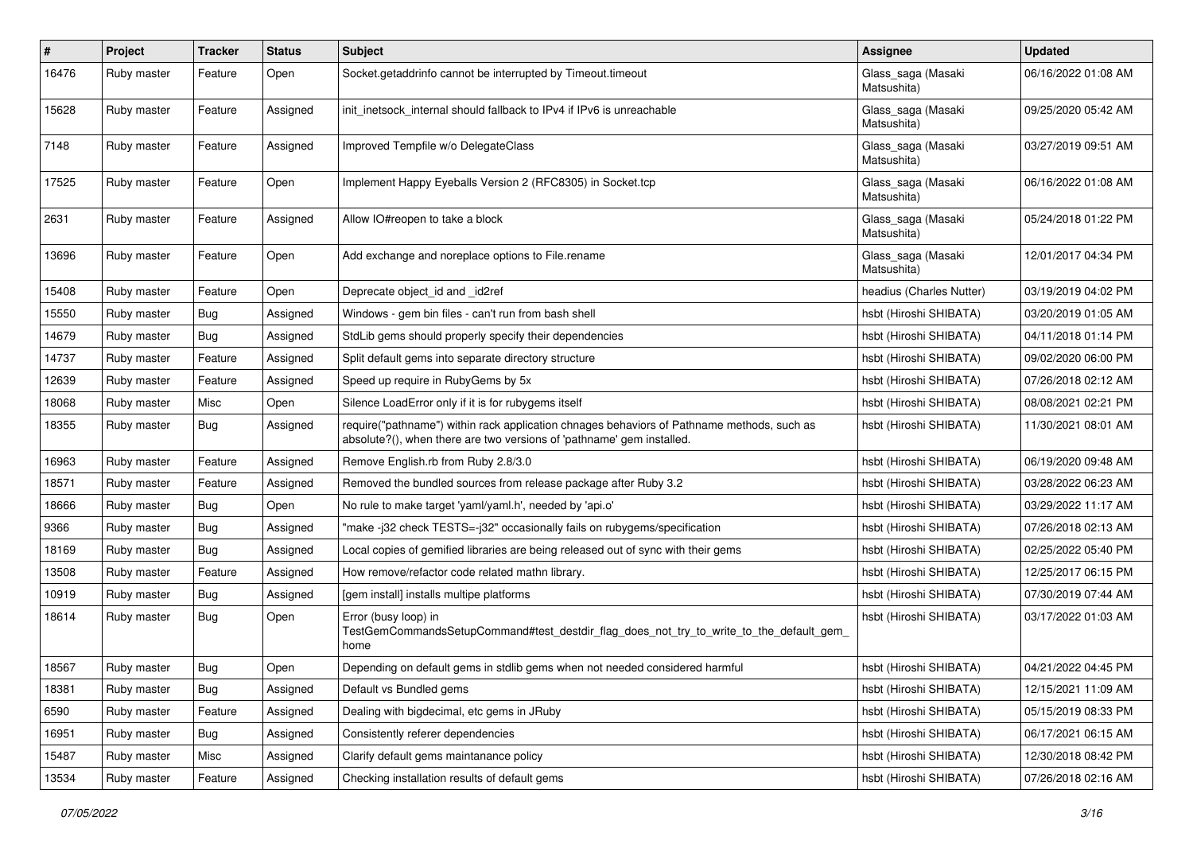| # | Project | Tracker | Status | Subject | Assignee | Updated |
|---|---|---|---|---|---|---|
| 16476 | Ruby master | Feature | Open | Socket.getaddrinfo cannot be interrupted by Timeout.timeout | Glass_saga (Masaki Matsushita) | 06/16/2022 01:08 AM |
| 15628 | Ruby master | Feature | Assigned | init_inetsock_internal should fallback to IPv4 if IPv6 is unreachable | Glass_saga (Masaki Matsushita) | 09/25/2020 05:42 AM |
| 7148 | Ruby master | Feature | Assigned | Improved Tempfile w/o DelegateClass | Glass_saga (Masaki Matsushita) | 03/27/2019 09:51 AM |
| 17525 | Ruby master | Feature | Open | Implement Happy Eyeballs Version 2 (RFC8305) in Socket.tcp | Glass_saga (Masaki Matsushita) | 06/16/2022 01:08 AM |
| 2631 | Ruby master | Feature | Assigned | Allow IO#reopen to take a block | Glass_saga (Masaki Matsushita) | 05/24/2018 01:22 PM |
| 13696 | Ruby master | Feature | Open | Add exchange and noreplace options to File.rename | Glass_saga (Masaki Matsushita) | 12/01/2017 04:34 PM |
| 15408 | Ruby master | Feature | Open | Deprecate object_id and _id2ref | headius (Charles Nutter) | 03/19/2019 04:02 PM |
| 15550 | Ruby master | Bug | Assigned | Windows - gem bin files - can't run from bash shell | hsbt (Hiroshi SHIBATA) | 03/20/2019 01:05 AM |
| 14679 | Ruby master | Bug | Assigned | StdLib gems should properly specify their dependencies | hsbt (Hiroshi SHIBATA) | 04/11/2018 01:14 PM |
| 14737 | Ruby master | Feature | Assigned | Split default gems into separate directory structure | hsbt (Hiroshi SHIBATA) | 09/02/2020 06:00 PM |
| 12639 | Ruby master | Feature | Assigned | Speed up require in RubyGems by 5x | hsbt (Hiroshi SHIBATA) | 07/26/2018 02:12 AM |
| 18068 | Ruby master | Misc | Open | Silence LoadError only if it is for rubygems itself | hsbt (Hiroshi SHIBATA) | 08/08/2021 02:21 PM |
| 18355 | Ruby master | Bug | Assigned | require("pathname") within rack application chnages behaviors of Pathname methods, such as absolute?(), when there are two versions of 'pathname' gem installed. | hsbt (Hiroshi SHIBATA) | 11/30/2021 08:01 AM |
| 16963 | Ruby master | Feature | Assigned | Remove English.rb from Ruby 2.8/3.0 | hsbt (Hiroshi SHIBATA) | 06/19/2020 09:48 AM |
| 18571 | Ruby master | Feature | Assigned | Removed the bundled sources from release package after Ruby 3.2 | hsbt (Hiroshi SHIBATA) | 03/28/2022 06:23 AM |
| 18666 | Ruby master | Bug | Open | No rule to make target 'yaml/yaml.h', needed by 'api.o' | hsbt (Hiroshi SHIBATA) | 03/29/2022 11:17 AM |
| 9366 | Ruby master | Bug | Assigned | "make -j32 check TESTS=-j32" occasionally fails on rubygems/specification | hsbt (Hiroshi SHIBATA) | 07/26/2018 02:13 AM |
| 18169 | Ruby master | Bug | Assigned | Local copies of gemified libraries are being released out of sync with their gems | hsbt (Hiroshi SHIBATA) | 02/25/2022 05:40 PM |
| 13508 | Ruby master | Feature | Assigned | How remove/refactor code related mathn library. | hsbt (Hiroshi SHIBATA) | 12/25/2017 06:15 PM |
| 10919 | Ruby master | Bug | Assigned | [gem install] installs multipe platforms | hsbt (Hiroshi SHIBATA) | 07/30/2019 07:44 AM |
| 18614 | Ruby master | Bug | Open | Error (busy loop) in TestGemCommandsSetupCommand#test_destdir_flag_does_not_try_to_write_to_the_default_gem_home | hsbt (Hiroshi SHIBATA) | 03/17/2022 01:03 AM |
| 18567 | Ruby master | Bug | Open | Depending on default gems in stdlib gems when not needed considered harmful | hsbt (Hiroshi SHIBATA) | 04/21/2022 04:45 PM |
| 18381 | Ruby master | Bug | Assigned | Default vs Bundled gems | hsbt (Hiroshi SHIBATA) | 12/15/2021 11:09 AM |
| 6590 | Ruby master | Feature | Assigned | Dealing with bigdecimal, etc gems in JRuby | hsbt (Hiroshi SHIBATA) | 05/15/2019 08:33 PM |
| 16951 | Ruby master | Bug | Assigned | Consistently referer dependencies | hsbt (Hiroshi SHIBATA) | 06/17/2021 06:15 AM |
| 15487 | Ruby master | Misc | Assigned | Clarify default gems maintanance policy | hsbt (Hiroshi SHIBATA) | 12/30/2018 08:42 PM |
| 13534 | Ruby master | Feature | Assigned | Checking installation results of default gems | hsbt (Hiroshi SHIBATA) | 07/26/2018 02:16 AM |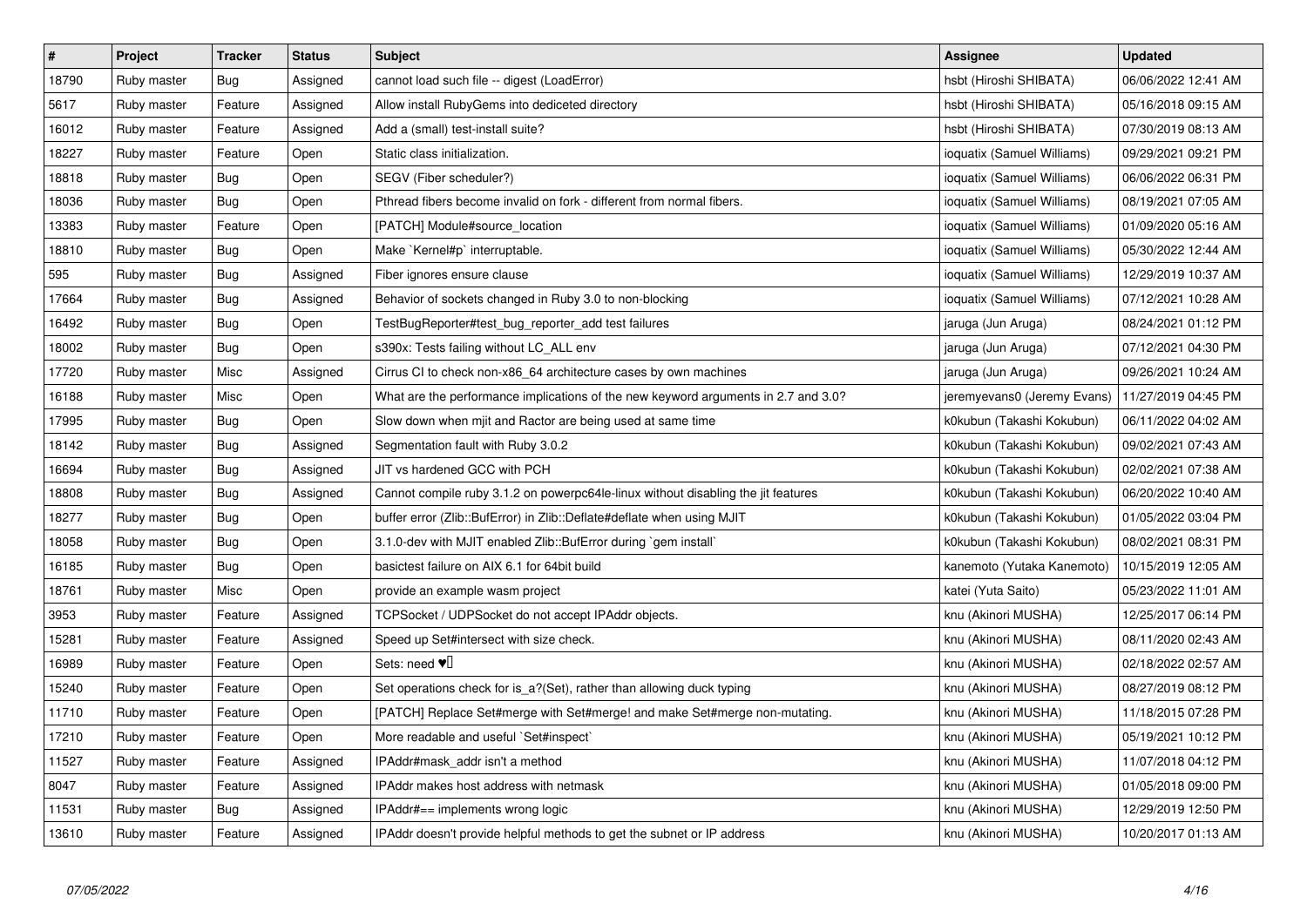| # | Project | Tracker | Status | Subject | Assignee | Updated |
|---|---|---|---|---|---|---|
| 18790 | Ruby master | Bug | Assigned | cannot load such file -- digest (LoadError) | hsbt (Hiroshi SHIBATA) | 06/06/2022 12:41 AM |
| 5617 | Ruby master | Feature | Assigned | Allow install RubyGems into dediceted directory | hsbt (Hiroshi SHIBATA) | 05/16/2018 09:15 AM |
| 16012 | Ruby master | Feature | Assigned | Add a (small) test-install suite? | hsbt (Hiroshi SHIBATA) | 07/30/2019 08:13 AM |
| 18227 | Ruby master | Feature | Open | Static class initialization. | ioquatix (Samuel Williams) | 09/29/2021 09:21 PM |
| 18818 | Ruby master | Bug | Open | SEGV (Fiber scheduler?) | ioquatix (Samuel Williams) | 06/06/2022 06:31 PM |
| 18036 | Ruby master | Bug | Open | Pthread fibers become invalid on fork - different from normal fibers. | ioquatix (Samuel Williams) | 08/19/2021 07:05 AM |
| 13383 | Ruby master | Feature | Open | [PATCH] Module#source_location | ioquatix (Samuel Williams) | 01/09/2020 05:16 AM |
| 18810 | Ruby master | Bug | Open | Make `Kernel#p` interruptable. | ioquatix (Samuel Williams) | 05/30/2022 12:44 AM |
| 595 | Ruby master | Bug | Assigned | Fiber ignores ensure clause | ioquatix (Samuel Williams) | 12/29/2019 10:37 AM |
| 17664 | Ruby master | Bug | Assigned | Behavior of sockets changed in Ruby 3.0 to non-blocking | ioquatix (Samuel Williams) | 07/12/2021 10:28 AM |
| 16492 | Ruby master | Bug | Open | TestBugReporter#test_bug_reporter_add test failures | jaruga (Jun Aruga) | 08/24/2021 01:12 PM |
| 18002 | Ruby master | Bug | Open | s390x: Tests failing without LC_ALL env | jaruga (Jun Aruga) | 07/12/2021 04:30 PM |
| 17720 | Ruby master | Misc | Assigned | Cirrus CI to check non-x86_64 architecture cases by own machines | jaruga (Jun Aruga) | 09/26/2021 10:24 AM |
| 16188 | Ruby master | Misc | Open | What are the performance implications of the new keyword arguments in 2.7 and 3.0? | jeremyevans0 (Jeremy Evans) | 11/27/2019 04:45 PM |
| 17995 | Ruby master | Bug | Open | Slow down when mjit and Ractor are being used at same time | k0kubun (Takashi Kokubun) | 06/11/2022 04:02 AM |
| 18142 | Ruby master | Bug | Assigned | Segmentation fault with Ruby 3.0.2 | k0kubun (Takashi Kokubun) | 09/02/2021 07:43 AM |
| 16694 | Ruby master | Bug | Assigned | JIT vs hardened GCC with PCH | k0kubun (Takashi Kokubun) | 02/02/2021 07:38 AM |
| 18808 | Ruby master | Bug | Assigned | Cannot compile ruby 3.1.2 on powerpc64le-linux without disabling the jit features | k0kubun (Takashi Kokubun) | 06/20/2022 10:40 AM |
| 18277 | Ruby master | Bug | Open | buffer error (Zlib::BufError) in Zlib::Deflate#deflate when using MJIT | k0kubun (Takashi Kokubun) | 01/05/2022 03:04 PM |
| 18058 | Ruby master | Bug | Open | 3.1.0-dev with MJIT enabled Zlib::BufError during `gem install` | k0kubun (Takashi Kokubun) | 08/02/2021 08:31 PM |
| 16185 | Ruby master | Bug | Open | basictest failure on AIX 6.1 for 64bit build | kanemoto (Yutaka Kanemoto) | 10/15/2019 12:05 AM |
| 18761 | Ruby master | Misc | Open | provide an example wasm project | katei (Yuta Saito) | 05/23/2022 11:01 AM |
| 3953 | Ruby master | Feature | Assigned | TCPSocket / UDPSocket do not accept IPAddr objects. | knu (Akinori MUSHA) | 12/25/2017 06:14 PM |
| 15281 | Ruby master | Feature | Assigned | Speed up Set#intersect with size check. | knu (Akinori MUSHA) | 08/11/2020 02:43 AM |
| 16989 | Ruby master | Feature | Open | Sets: need ♥️ | knu (Akinori MUSHA) | 02/18/2022 02:57 AM |
| 15240 | Ruby master | Feature | Open | Set operations check for is_a?(Set), rather than allowing duck typing | knu (Akinori MUSHA) | 08/27/2019 08:12 PM |
| 11710 | Ruby master | Feature | Open | [PATCH] Replace Set#merge with Set#merge! and make Set#merge non-mutating. | knu (Akinori MUSHA) | 11/18/2015 07:28 PM |
| 17210 | Ruby master | Feature | Open | More readable and useful `Set#inspect` | knu (Akinori MUSHA) | 05/19/2021 10:12 PM |
| 11527 | Ruby master | Feature | Assigned | IPAddr#mask_addr isn't a method | knu (Akinori MUSHA) | 11/07/2018 04:12 PM |
| 8047 | Ruby master | Feature | Assigned | IPAddr makes host address with netmask | knu (Akinori MUSHA) | 01/05/2018 09:00 PM |
| 11531 | Ruby master | Bug | Assigned | IPAddr#== implements wrong logic | knu (Akinori MUSHA) | 12/29/2019 12:50 PM |
| 13610 | Ruby master | Feature | Assigned | IPAddr doesn't provide helpful methods to get the subnet or IP address | knu (Akinori MUSHA) | 10/20/2017 01:13 AM |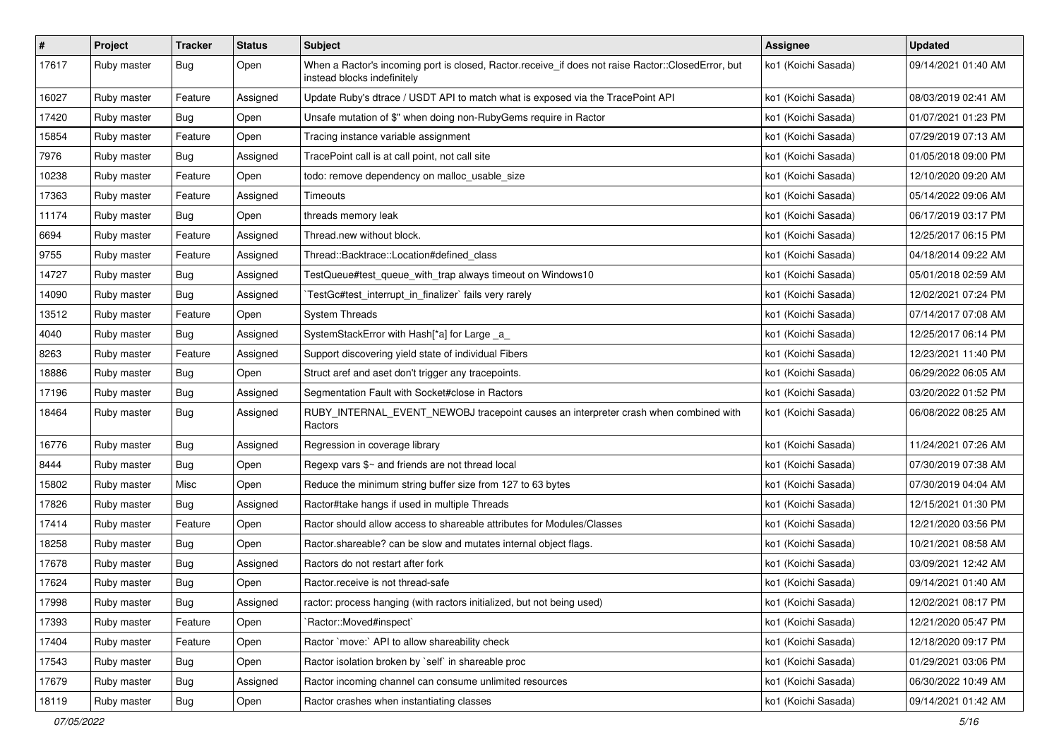| # | Project | Tracker | Status | Subject | Assignee | Updated |
| --- | --- | --- | --- | --- | --- | --- |
| 17617 | Ruby master | Bug | Open | When a Ractor's incoming port is closed, Ractor.receive_if does not raise Ractor::ClosedError, but instead blocks indefinitely | ko1 (Koichi Sasada) | 09/14/2021 01:40 AM |
| 16027 | Ruby master | Feature | Assigned | Update Ruby's dtrace / USDT API to match what is exposed via the TracePoint API | ko1 (Koichi Sasada) | 08/03/2019 02:41 AM |
| 17420 | Ruby master | Bug | Open | Unsafe mutation of $" when doing non-RubyGems require in Ractor | ko1 (Koichi Sasada) | 01/07/2021 01:23 PM |
| 15854 | Ruby master | Feature | Open | Tracing instance variable assignment | ko1 (Koichi Sasada) | 07/29/2019 07:13 AM |
| 7976 | Ruby master | Bug | Assigned | TracePoint call is at call point, not call site | ko1 (Koichi Sasada) | 01/05/2018 09:00 PM |
| 10238 | Ruby master | Feature | Open | todo: remove dependency on malloc_usable_size | ko1 (Koichi Sasada) | 12/10/2020 09:20 AM |
| 17363 | Ruby master | Feature | Assigned | Timeouts | ko1 (Koichi Sasada) | 05/14/2022 09:06 AM |
| 11174 | Ruby master | Bug | Open | threads memory leak | ko1 (Koichi Sasada) | 06/17/2019 03:17 PM |
| 6694 | Ruby master | Feature | Assigned | Thread.new without block. | ko1 (Koichi Sasada) | 12/25/2017 06:15 PM |
| 9755 | Ruby master | Feature | Assigned | Thread::Backtrace::Location#defined_class | ko1 (Koichi Sasada) | 04/18/2014 09:22 AM |
| 14727 | Ruby master | Bug | Assigned | TestQueue#test_queue_with_trap always timeout on Windows10 | ko1 (Koichi Sasada) | 05/01/2018 02:59 AM |
| 14090 | Ruby master | Bug | Assigned | `TestGc#test_interrupt_in_finalizer` fails very rarely | ko1 (Koichi Sasada) | 12/02/2021 07:24 PM |
| 13512 | Ruby master | Feature | Open | System Threads | ko1 (Koichi Sasada) | 07/14/2017 07:08 AM |
| 4040 | Ruby master | Bug | Assigned | SystemStackError with Hash[*a] for Large _a_ | ko1 (Koichi Sasada) | 12/25/2017 06:14 PM |
| 8263 | Ruby master | Feature | Assigned | Support discovering yield state of individual Fibers | ko1 (Koichi Sasada) | 12/23/2021 11:40 PM |
| 18886 | Ruby master | Bug | Open | Struct aref and aset don't trigger any tracepoints. | ko1 (Koichi Sasada) | 06/29/2022 06:05 AM |
| 17196 | Ruby master | Bug | Assigned | Segmentation Fault with Socket#close in Ractors | ko1 (Koichi Sasada) | 03/20/2022 01:52 PM |
| 18464 | Ruby master | Bug | Assigned | RUBY_INTERNAL_EVENT_NEWOBJ tracepoint causes an interpreter crash when combined with Ractors | ko1 (Koichi Sasada) | 06/08/2022 08:25 AM |
| 16776 | Ruby master | Bug | Assigned | Regression in coverage library | ko1 (Koichi Sasada) | 11/24/2021 07:26 AM |
| 8444 | Ruby master | Bug | Open | Regexp vars $~ and friends are not thread local | ko1 (Koichi Sasada) | 07/30/2019 07:38 AM |
| 15802 | Ruby master | Misc | Open | Reduce the minimum string buffer size from 127 to 63 bytes | ko1 (Koichi Sasada) | 07/30/2019 04:04 AM |
| 17826 | Ruby master | Bug | Assigned | Ractor#take hangs if used in multiple Threads | ko1 (Koichi Sasada) | 12/15/2021 01:30 PM |
| 17414 | Ruby master | Feature | Open | Ractor should allow access to shareable attributes for Modules/Classes | ko1 (Koichi Sasada) | 12/21/2020 03:56 PM |
| 18258 | Ruby master | Bug | Open | Ractor.shareable? can be slow and mutates internal object flags. | ko1 (Koichi Sasada) | 10/21/2021 08:58 AM |
| 17678 | Ruby master | Bug | Assigned | Ractors do not restart after fork | ko1 (Koichi Sasada) | 03/09/2021 12:42 AM |
| 17624 | Ruby master | Bug | Open | Ractor.receive is not thread-safe | ko1 (Koichi Sasada) | 09/14/2021 01:40 AM |
| 17998 | Ruby master | Bug | Assigned | ractor: process hanging (with ractors initialized, but not being used) | ko1 (Koichi Sasada) | 12/02/2021 08:17 PM |
| 17393 | Ruby master | Feature | Open | `Ractor::Moved#inspect` | ko1 (Koichi Sasada) | 12/21/2020 05:47 PM |
| 17404 | Ruby master | Feature | Open | Ractor `move:` API to allow shareability check | ko1 (Koichi Sasada) | 12/18/2020 09:17 PM |
| 17543 | Ruby master | Bug | Open | Ractor isolation broken by `self` in shareable proc | ko1 (Koichi Sasada) | 01/29/2021 03:06 PM |
| 17679 | Ruby master | Bug | Assigned | Ractor incoming channel can consume unlimited resources | ko1 (Koichi Sasada) | 06/30/2022 10:49 AM |
| 18119 | Ruby master | Bug | Open | Ractor crashes when instantiating classes | ko1 (Koichi Sasada) | 09/14/2021 01:42 AM |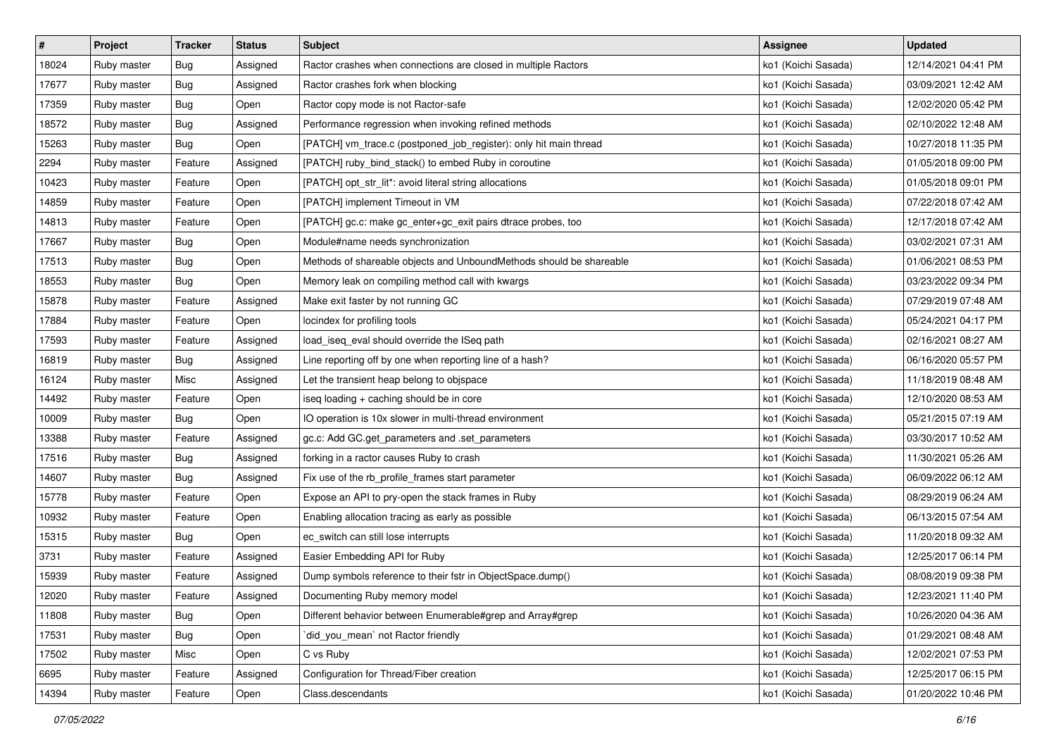| # | Project | Tracker | Status | Subject | Assignee | Updated |
|---|---|---|---|---|---|---|
| 18024 | Ruby master | Bug | Assigned | Ractor crashes when connections are closed in multiple Ractors | ko1 (Koichi Sasada) | 12/14/2021 04:41 PM |
| 17677 | Ruby master | Bug | Assigned | Ractor crashes fork when blocking | ko1 (Koichi Sasada) | 03/09/2021 12:42 AM |
| 17359 | Ruby master | Bug | Open | Ractor copy mode is not Ractor-safe | ko1 (Koichi Sasada) | 12/02/2020 05:42 PM |
| 18572 | Ruby master | Bug | Assigned | Performance regression when invoking refined methods | ko1 (Koichi Sasada) | 02/10/2022 12:48 AM |
| 15263 | Ruby master | Bug | Open | [PATCH] vm_trace.c (postponed_job_register): only hit main thread | ko1 (Koichi Sasada) | 10/27/2018 11:35 PM |
| 2294 | Ruby master | Feature | Assigned | [PATCH] ruby_bind_stack() to embed Ruby in coroutine | ko1 (Koichi Sasada) | 01/05/2018 09:00 PM |
| 10423 | Ruby master | Feature | Open | [PATCH] opt_str_lit*: avoid literal string allocations | ko1 (Koichi Sasada) | 01/05/2018 09:01 PM |
| 14859 | Ruby master | Feature | Open | [PATCH] implement Timeout in VM | ko1 (Koichi Sasada) | 07/22/2018 07:42 AM |
| 14813 | Ruby master | Feature | Open | [PATCH] gc.c: make gc_enter+gc_exit pairs dtrace probes, too | ko1 (Koichi Sasada) | 12/17/2018 07:42 AM |
| 17667 | Ruby master | Bug | Open | Module#name needs synchronization | ko1 (Koichi Sasada) | 03/02/2021 07:31 AM |
| 17513 | Ruby master | Bug | Open | Methods of shareable objects and UnboundMethods should be shareable | ko1 (Koichi Sasada) | 01/06/2021 08:53 PM |
| 18553 | Ruby master | Bug | Open | Memory leak on compiling method call with kwargs | ko1 (Koichi Sasada) | 03/23/2022 09:34 PM |
| 15878 | Ruby master | Feature | Assigned | Make exit faster by not running GC | ko1 (Koichi Sasada) | 07/29/2019 07:48 AM |
| 17884 | Ruby master | Feature | Open | locindex for profiling tools | ko1 (Koichi Sasada) | 05/24/2021 04:17 PM |
| 17593 | Ruby master | Feature | Assigned | load_iseq_eval should override the ISeq path | ko1 (Koichi Sasada) | 02/16/2021 08:27 AM |
| 16819 | Ruby master | Bug | Assigned | Line reporting off by one when reporting line of a hash? | ko1 (Koichi Sasada) | 06/16/2020 05:57 PM |
| 16124 | Ruby master | Misc | Assigned | Let the transient heap belong to objspace | ko1 (Koichi Sasada) | 11/18/2019 08:48 AM |
| 14492 | Ruby master | Feature | Open | iseq loading + caching should be in core | ko1 (Koichi Sasada) | 12/10/2020 08:53 AM |
| 10009 | Ruby master | Bug | Open | IO operation is 10x slower in multi-thread environment | ko1 (Koichi Sasada) | 05/21/2015 07:19 AM |
| 13388 | Ruby master | Feature | Assigned | gc.c: Add GC.get_parameters and .set_parameters | ko1 (Koichi Sasada) | 03/30/2017 10:52 AM |
| 17516 | Ruby master | Bug | Assigned | forking in a ractor causes Ruby to crash | ko1 (Koichi Sasada) | 11/30/2021 05:26 AM |
| 14607 | Ruby master | Bug | Assigned | Fix use of the rb_profile_frames start parameter | ko1 (Koichi Sasada) | 06/09/2022 06:12 AM |
| 15778 | Ruby master | Feature | Open | Expose an API to pry-open the stack frames in Ruby | ko1 (Koichi Sasada) | 08/29/2019 06:24 AM |
| 10932 | Ruby master | Feature | Open | Enabling allocation tracing as early as possible | ko1 (Koichi Sasada) | 06/13/2015 07:54 AM |
| 15315 | Ruby master | Bug | Open | ec_switch can still lose interrupts | ko1 (Koichi Sasada) | 11/20/2018 09:32 AM |
| 3731 | Ruby master | Feature | Assigned | Easier Embedding API for Ruby | ko1 (Koichi Sasada) | 12/25/2017 06:14 PM |
| 15939 | Ruby master | Feature | Assigned | Dump symbols reference to their fstr in ObjectSpace.dump() | ko1 (Koichi Sasada) | 08/08/2019 09:38 PM |
| 12020 | Ruby master | Feature | Assigned | Documenting Ruby memory model | ko1 (Koichi Sasada) | 12/23/2021 11:40 PM |
| 11808 | Ruby master | Bug | Open | Different behavior between Enumerable#grep and Array#grep | ko1 (Koichi Sasada) | 10/26/2020 04:36 AM |
| 17531 | Ruby master | Bug | Open | `did_you_mean` not Ractor friendly | ko1 (Koichi Sasada) | 01/29/2021 08:48 AM |
| 17502 | Ruby master | Misc | Open | C vs Ruby | ko1 (Koichi Sasada) | 12/02/2021 07:53 PM |
| 6695 | Ruby master | Feature | Assigned | Configuration for Thread/Fiber creation | ko1 (Koichi Sasada) | 12/25/2017 06:15 PM |
| 14394 | Ruby master | Feature | Open | Class.descendants | ko1 (Koichi Sasada) | 01/20/2022 10:46 PM |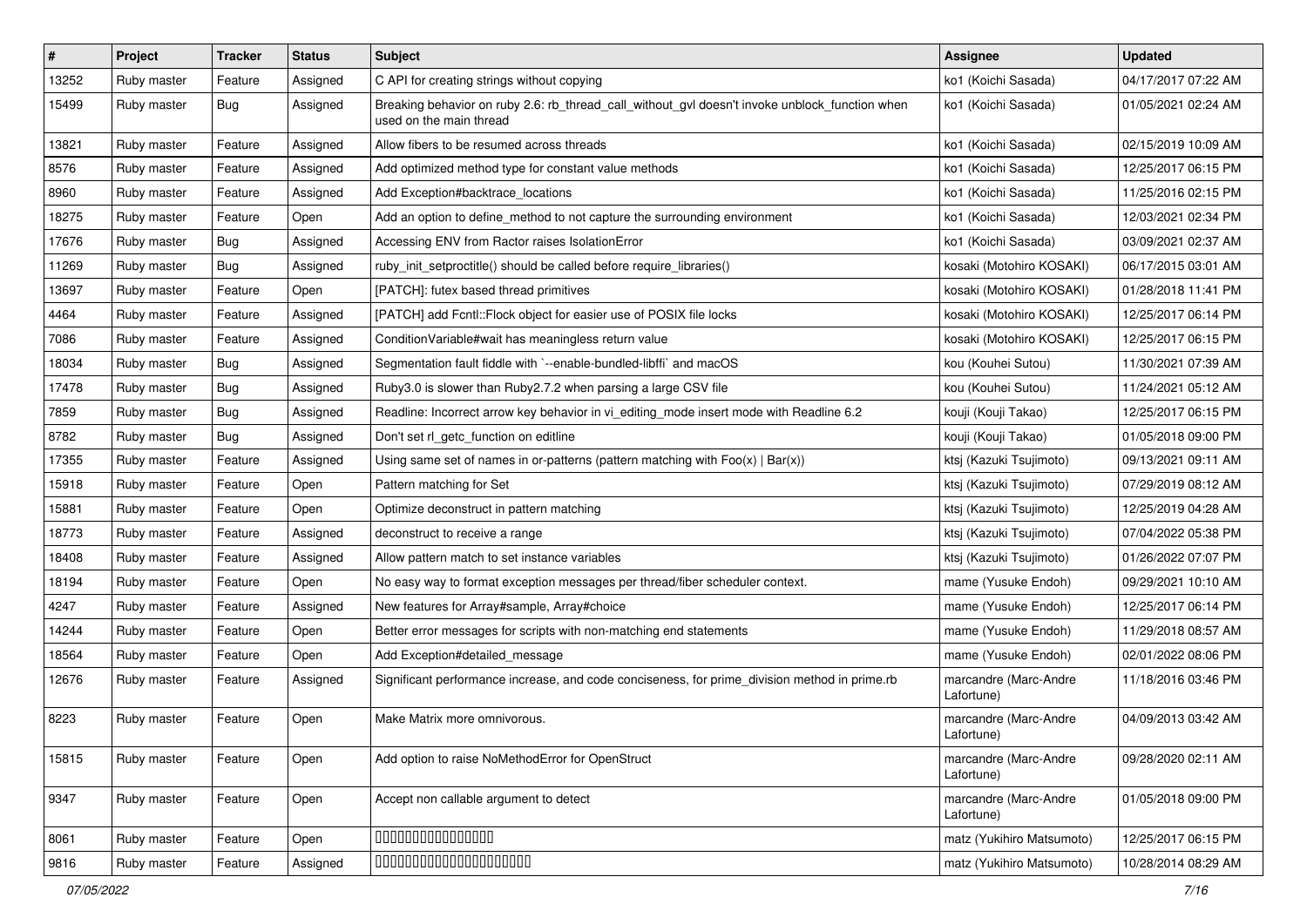| # | Project | Tracker | Status | Subject | Assignee | Updated |
|---|---|---|---|---|---|---|
| 13252 | Ruby master | Feature | Assigned | C API for creating strings without copying | ko1 (Koichi Sasada) | 04/17/2017 07:22 AM |
| 15499 | Ruby master | Bug | Assigned | Breaking behavior on ruby 2.6: rb_thread_call_without_gvl doesn't invoke unblock_function when used on the main thread | ko1 (Koichi Sasada) | 01/05/2021 02:24 AM |
| 13821 | Ruby master | Feature | Assigned | Allow fibers to be resumed across threads | ko1 (Koichi Sasada) | 02/15/2019 10:09 AM |
| 8576 | Ruby master | Feature | Assigned | Add optimized method type for constant value methods | ko1 (Koichi Sasada) | 12/25/2017 06:15 PM |
| 8960 | Ruby master | Feature | Assigned | Add Exception#backtrace_locations | ko1 (Koichi Sasada) | 11/25/2016 02:15 PM |
| 18275 | Ruby master | Feature | Open | Add an option to define_method to not capture the surrounding environment | ko1 (Koichi Sasada) | 12/03/2021 02:34 PM |
| 17676 | Ruby master | Bug | Assigned | Accessing ENV from Ractor raises IsolationError | ko1 (Koichi Sasada) | 03/09/2021 02:37 AM |
| 11269 | Ruby master | Bug | Assigned | ruby_init_setproctitle() should be called before require_libraries() | kosaki (Motohiro KOSAKI) | 06/17/2015 03:01 AM |
| 13697 | Ruby master | Feature | Open | [PATCH]: futex based thread primitives | kosaki (Motohiro KOSAKI) | 01/28/2018 11:41 PM |
| 4464 | Ruby master | Feature | Assigned | [PATCH] add Fcntl::Flock object for easier use of POSIX file locks | kosaki (Motohiro KOSAKI) | 12/25/2017 06:14 PM |
| 7086 | Ruby master | Feature | Assigned | ConditionVariable#wait has meaningless return value | kosaki (Motohiro KOSAKI) | 12/25/2017 06:15 PM |
| 18034 | Ruby master | Bug | Assigned | Segmentation fault fiddle with `--enable-bundled-libffi` and macOS | kou (Kouhei Sutou) | 11/30/2021 07:39 AM |
| 17478 | Ruby master | Bug | Assigned | Ruby3.0 is slower than Ruby2.7.2 when parsing a large CSV file | kou (Kouhei Sutou) | 11/24/2021 05:12 AM |
| 7859 | Ruby master | Bug | Assigned | Readline: Incorrect arrow key behavior in vi_editing_mode insert mode with Readline 6.2 | kouji (Kouji Takao) | 12/25/2017 06:15 PM |
| 8782 | Ruby master | Bug | Assigned | Don't set rl_getc_function on editline | kouji (Kouji Takao) | 01/05/2018 09:00 PM |
| 17355 | Ruby master | Feature | Assigned | Using same set of names in or-patterns (pattern matching with Foo(x) \| Bar(x)) | ktsj (Kazuki Tsujimoto) | 09/13/2021 09:11 AM |
| 15918 | Ruby master | Feature | Open | Pattern matching for Set | ktsj (Kazuki Tsujimoto) | 07/29/2019 08:12 AM |
| 15881 | Ruby master | Feature | Open | Optimize deconstruct in pattern matching | ktsj (Kazuki Tsujimoto) | 12/25/2019 04:28 AM |
| 18773 | Ruby master | Feature | Assigned | deconstruct to receive a range | ktsj (Kazuki Tsujimoto) | 07/04/2022 05:38 PM |
| 18408 | Ruby master | Feature | Assigned | Allow pattern match to set instance variables | ktsj (Kazuki Tsujimoto) | 01/26/2022 07:07 PM |
| 18194 | Ruby master | Feature | Open | No easy way to format exception messages per thread/fiber scheduler context. | mame (Yusuke Endoh) | 09/29/2021 10:10 AM |
| 4247 | Ruby master | Feature | Assigned | New features for Array#sample, Array#choice | mame (Yusuke Endoh) | 12/25/2017 06:14 PM |
| 14244 | Ruby master | Feature | Open | Better error messages for scripts with non-matching end statements | mame (Yusuke Endoh) | 11/29/2018 08:57 AM |
| 18564 | Ruby master | Feature | Open | Add Exception#detailed_message | mame (Yusuke Endoh) | 02/01/2022 08:06 PM |
| 12676 | Ruby master | Feature | Assigned | Significant performance increase, and code conciseness, for prime_division method in prime.rb | marcandre (Marc-Andre Lafortune) | 11/18/2016 03:46 PM |
| 8223 | Ruby master | Feature | Open | Make Matrix more omnivorous. | marcandre (Marc-Andre Lafortune) | 04/09/2013 03:42 AM |
| 15815 | Ruby master | Feature | Open | Add option to raise NoMethodError for OpenStruct | marcandre (Marc-Andre Lafortune) | 09/28/2020 02:11 AM |
| 9347 | Ruby master | Feature | Open | Accept non callable argument to detect | marcandre (Marc-Andre Lafortune) | 01/05/2018 09:00 PM |
| 8061 | Ruby master | Feature | Open | 0000000000000000 | matz (Yukihiro Matsumoto) | 12/25/2017 06:15 PM |
| 9816 | Ruby master | Feature | Assigned | 0000000000000000000000 | matz (Yukihiro Matsumoto) | 10/28/2014 08:29 AM |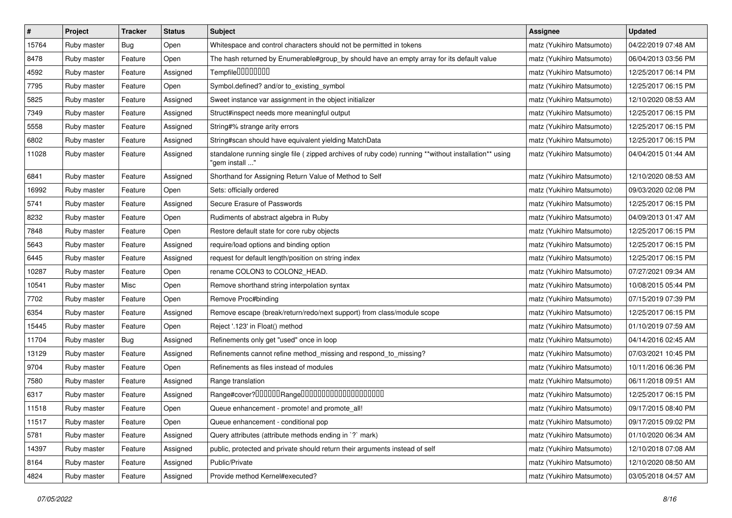| # | Project | Tracker | Status | Subject | Assignee | Updated |
|---|---|---|---|---|---|---|
| 15764 | Ruby master | Bug | Open | Whitespace and control characters should not be permitted in tokens | matz (Yukihiro Matsumoto) | 04/22/2019 07:48 AM |
| 8478 | Ruby master | Feature | Open | The hash returned by Enumerable#group_by should have an empty array for its default value | matz (Yukihiro Matsumoto) | 06/04/2013 03:56 PM |
| 4592 | Ruby master | Feature | Assigned | Tempfile�������� | matz (Yukihiro Matsumoto) | 12/25/2017 06:14 PM |
| 7795 | Ruby master | Feature | Open | Symbol.defined? and/or to_existing_symbol | matz (Yukihiro Matsumoto) | 12/25/2017 06:15 PM |
| 5825 | Ruby master | Feature | Assigned | Sweet instance var assignment in the object initializer | matz (Yukihiro Matsumoto) | 12/10/2020 08:53 AM |
| 7349 | Ruby master | Feature | Assigned | Struct#inspect needs more meaningful output | matz (Yukihiro Matsumoto) | 12/25/2017 06:15 PM |
| 5558 | Ruby master | Feature | Assigned | String#% strange arity errors | matz (Yukihiro Matsumoto) | 12/25/2017 06:15 PM |
| 6802 | Ruby master | Feature | Assigned | String#scan should have equivalent yielding MatchData | matz (Yukihiro Matsumoto) | 12/25/2017 06:15 PM |
| 11028 | Ruby master | Feature | Assigned | standalone running single file ( zipped archives of ruby code) running **without installation** using "gem install ..." | matz (Yukihiro Matsumoto) | 04/04/2015 01:44 AM |
| 6841 | Ruby master | Feature | Assigned | Shorthand for Assigning Return Value of Method to Self | matz (Yukihiro Matsumoto) | 12/10/2020 08:53 AM |
| 16992 | Ruby master | Feature | Open | Sets: officially ordered | matz (Yukihiro Matsumoto) | 09/03/2020 02:08 PM |
| 5741 | Ruby master | Feature | Assigned | Secure Erasure of Passwords | matz (Yukihiro Matsumoto) | 12/25/2017 06:15 PM |
| 8232 | Ruby master | Feature | Open | Rudiments of abstract algebra in Ruby | matz (Yukihiro Matsumoto) | 04/09/2013 01:47 AM |
| 7848 | Ruby master | Feature | Open | Restore default state for core ruby objects | matz (Yukihiro Matsumoto) | 12/25/2017 06:15 PM |
| 5643 | Ruby master | Feature | Assigned | require/load options and binding option | matz (Yukihiro Matsumoto) | 12/25/2017 06:15 PM |
| 6445 | Ruby master | Feature | Assigned | request for default length/position on string index | matz (Yukihiro Matsumoto) | 12/25/2017 06:15 PM |
| 10287 | Ruby master | Feature | Open | rename COLON3 to COLON2_HEAD. | matz (Yukihiro Matsumoto) | 07/27/2021 09:34 AM |
| 10541 | Ruby master | Misc | Open | Remove shorthand string interpolation syntax | matz (Yukihiro Matsumoto) | 10/08/2015 05:44 PM |
| 7702 | Ruby master | Feature | Open | Remove Proc#binding | matz (Yukihiro Matsumoto) | 07/15/2019 07:39 PM |
| 6354 | Ruby master | Feature | Assigned | Remove escape (break/return/redo/next support) from class/module scope | matz (Yukihiro Matsumoto) | 12/25/2017 06:15 PM |
| 15445 | Ruby master | Feature | Open | Reject '.123' in Float() method | matz (Yukihiro Matsumoto) | 01/10/2019 07:59 AM |
| 11704 | Ruby master | Bug | Assigned | Refinements only get "used" once in loop | matz (Yukihiro Matsumoto) | 04/14/2016 02:45 AM |
| 13129 | Ruby master | Feature | Assigned | Refinements cannot refine method_missing and respond_to_missing? | matz (Yukihiro Matsumoto) | 07/03/2021 10:45 PM |
| 9704 | Ruby master | Feature | Open | Refinements as files instead of modules | matz (Yukihiro Matsumoto) | 10/11/2016 06:36 PM |
| 7580 | Ruby master | Feature | Assigned | Range translation | matz (Yukihiro Matsumoto) | 06/11/2018 09:51 AM |
| 6317 | Ruby master | Feature | Assigned | Range#cover?������Range�������������������� | matz (Yukihiro Matsumoto) | 12/25/2017 06:15 PM |
| 11518 | Ruby master | Feature | Open | Queue enhancement - promote! and promote_all! | matz (Yukihiro Matsumoto) | 09/17/2015 08:40 PM |
| 11517 | Ruby master | Feature | Open | Queue enhancement - conditional pop | matz (Yukihiro Matsumoto) | 09/17/2015 09:02 PM |
| 5781 | Ruby master | Feature | Assigned | Query attributes (attribute methods ending in `?` mark) | matz (Yukihiro Matsumoto) | 01/10/2020 06:34 AM |
| 14397 | Ruby master | Feature | Assigned | public, protected and private should return their arguments instead of self | matz (Yukihiro Matsumoto) | 12/10/2018 07:08 AM |
| 8164 | Ruby master | Feature | Assigned | Public/Private | matz (Yukihiro Matsumoto) | 12/10/2020 08:50 AM |
| 4824 | Ruby master | Feature | Assigned | Provide method Kernel#executed? | matz (Yukihiro Matsumoto) | 03/05/2018 04:57 AM |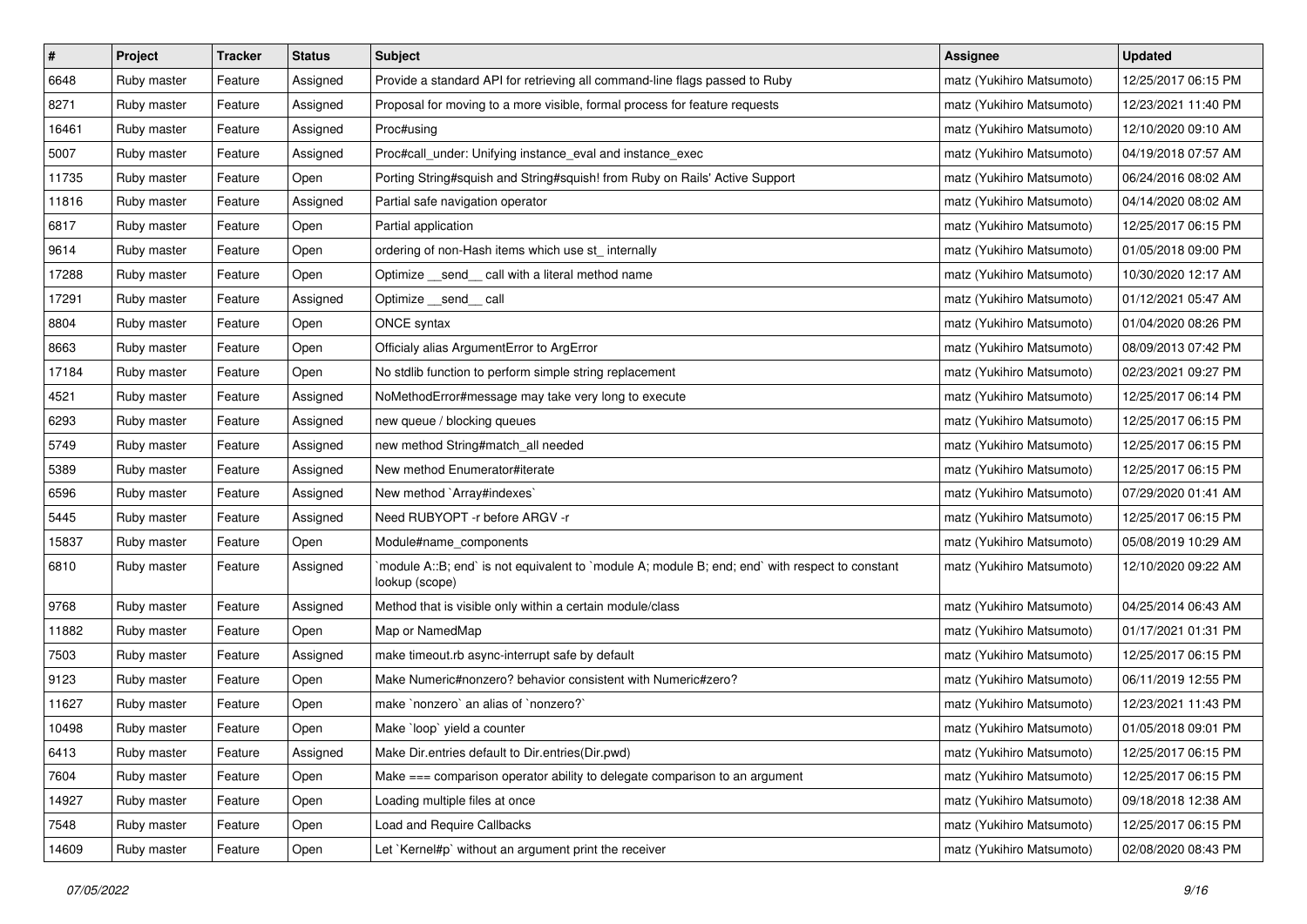| # | Project | Tracker | Status | Subject | Assignee | Updated |
|---|---|---|---|---|---|---|
| 6648 | Ruby master | Feature | Assigned | Provide a standard API for retrieving all command-line flags passed to Ruby | matz (Yukihiro Matsumoto) | 12/25/2017 06:15 PM |
| 8271 | Ruby master | Feature | Assigned | Proposal for moving to a more visible, formal process for feature requests | matz (Yukihiro Matsumoto) | 12/23/2021 11:40 PM |
| 16461 | Ruby master | Feature | Assigned | Proc#using | matz (Yukihiro Matsumoto) | 12/10/2020 09:10 AM |
| 5007 | Ruby master | Feature | Assigned | Proc#call_under: Unifying instance_eval and instance_exec | matz (Yukihiro Matsumoto) | 04/19/2018 07:57 AM |
| 11735 | Ruby master | Feature | Open | Porting String#squish and String#squish! from Ruby on Rails' Active Support | matz (Yukihiro Matsumoto) | 06/24/2016 08:02 AM |
| 11816 | Ruby master | Feature | Assigned | Partial safe navigation operator | matz (Yukihiro Matsumoto) | 04/14/2020 08:02 AM |
| 6817 | Ruby master | Feature | Open | Partial application | matz (Yukihiro Matsumoto) | 12/25/2017 06:15 PM |
| 9614 | Ruby master | Feature | Open | ordering of non-Hash items which use st_ internally | matz (Yukihiro Matsumoto) | 01/05/2018 09:00 PM |
| 17288 | Ruby master | Feature | Open | Optimize __send__ call with a literal method name | matz (Yukihiro Matsumoto) | 10/30/2020 12:17 AM |
| 17291 | Ruby master | Feature | Assigned | Optimize __send__ call | matz (Yukihiro Matsumoto) | 01/12/2021 05:47 AM |
| 8804 | Ruby master | Feature | Open | ONCE syntax | matz (Yukihiro Matsumoto) | 01/04/2020 08:26 PM |
| 8663 | Ruby master | Feature | Open | Officialy alias ArgumentError to ArgError | matz (Yukihiro Matsumoto) | 08/09/2013 07:42 PM |
| 17184 | Ruby master | Feature | Open | No stdlib function to perform simple string replacement | matz (Yukihiro Matsumoto) | 02/23/2021 09:27 PM |
| 4521 | Ruby master | Feature | Assigned | NoMethodError#message may take very long to execute | matz (Yukihiro Matsumoto) | 12/25/2017 06:14 PM |
| 6293 | Ruby master | Feature | Assigned | new queue / blocking queues | matz (Yukihiro Matsumoto) | 12/25/2017 06:15 PM |
| 5749 | Ruby master | Feature | Assigned | new method String#match_all needed | matz (Yukihiro Matsumoto) | 12/25/2017 06:15 PM |
| 5389 | Ruby master | Feature | Assigned | New method Enumerator#iterate | matz (Yukihiro Matsumoto) | 12/25/2017 06:15 PM |
| 6596 | Ruby master | Feature | Assigned | New method `Array#indexes` | matz (Yukihiro Matsumoto) | 07/29/2020 01:41 AM |
| 5445 | Ruby master | Feature | Assigned | Need RUBYOPT -r before ARGV -r | matz (Yukihiro Matsumoto) | 12/25/2017 06:15 PM |
| 15837 | Ruby master | Feature | Open | Module#name_components | matz (Yukihiro Matsumoto) | 05/08/2019 10:29 AM |
| 6810 | Ruby master | Feature | Assigned | `module A::B; end` is not equivalent to `module A; module B; end; end` with respect to constant lookup (scope) | matz (Yukihiro Matsumoto) | 12/10/2020 09:22 AM |
| 9768 | Ruby master | Feature | Assigned | Method that is visible only within a certain module/class | matz (Yukihiro Matsumoto) | 04/25/2014 06:43 AM |
| 11882 | Ruby master | Feature | Open | Map or NamedMap | matz (Yukihiro Matsumoto) | 01/17/2021 01:31 PM |
| 7503 | Ruby master | Feature | Assigned | make timeout.rb async-interrupt safe by default | matz (Yukihiro Matsumoto) | 12/25/2017 06:15 PM |
| 9123 | Ruby master | Feature | Open | Make Numeric#nonzero? behavior consistent with Numeric#zero? | matz (Yukihiro Matsumoto) | 06/11/2019 12:55 PM |
| 11627 | Ruby master | Feature | Open | make `nonzero` an alias of `nonzero?` | matz (Yukihiro Matsumoto) | 12/23/2021 11:43 PM |
| 10498 | Ruby master | Feature | Open | Make `loop` yield a counter | matz (Yukihiro Matsumoto) | 01/05/2018 09:01 PM |
| 6413 | Ruby master | Feature | Assigned | Make Dir.entries default to Dir.entries(Dir.pwd) | matz (Yukihiro Matsumoto) | 12/25/2017 06:15 PM |
| 7604 | Ruby master | Feature | Open | Make === comparison operator ability to delegate comparison to an argument | matz (Yukihiro Matsumoto) | 12/25/2017 06:15 PM |
| 14927 | Ruby master | Feature | Open | Loading multiple files at once | matz (Yukihiro Matsumoto) | 09/18/2018 12:38 AM |
| 7548 | Ruby master | Feature | Open | Load and Require Callbacks | matz (Yukihiro Matsumoto) | 12/25/2017 06:15 PM |
| 14609 | Ruby master | Feature | Open | Let `Kernel#p` without an argument print the receiver | matz (Yukihiro Matsumoto) | 02/08/2020 08:43 PM |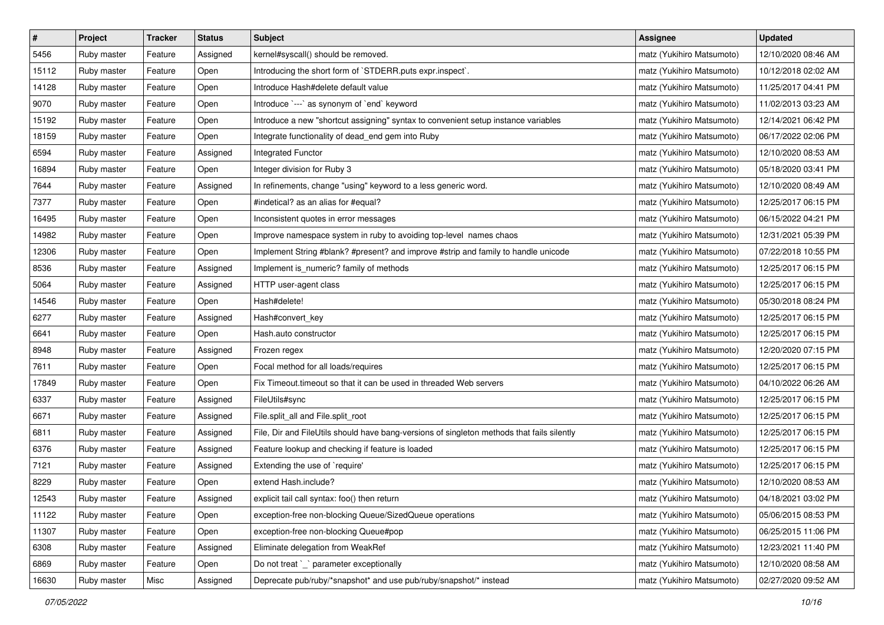| # | Project | Tracker | Status | Subject | Assignee | Updated |
|---|---|---|---|---|---|---|
| 5456 | Ruby master | Feature | Assigned | kernel#syscall() should be removed. | matz (Yukihiro Matsumoto) | 12/10/2020 08:46 AM |
| 15112 | Ruby master | Feature | Open | Introducing the short form of `STDERR.puts expr.inspect`. | matz (Yukihiro Matsumoto) | 10/12/2018 02:02 AM |
| 14128 | Ruby master | Feature | Open | Introduce Hash#delete default value | matz (Yukihiro Matsumoto) | 11/25/2017 04:41 PM |
| 9070 | Ruby master | Feature | Open | Introduce `---` as synonym of `end` keyword | matz (Yukihiro Matsumoto) | 11/02/2013 03:23 AM |
| 15192 | Ruby master | Feature | Open | Introduce a new "shortcut assigning" syntax to convenient setup instance variables | matz (Yukihiro Matsumoto) | 12/14/2021 06:42 PM |
| 18159 | Ruby master | Feature | Open | Integrate functionality of dead_end gem into Ruby | matz (Yukihiro Matsumoto) | 06/17/2022 02:06 PM |
| 6594 | Ruby master | Feature | Assigned | Integrated Functor | matz (Yukihiro Matsumoto) | 12/10/2020 08:53 AM |
| 16894 | Ruby master | Feature | Open | Integer division for Ruby 3 | matz (Yukihiro Matsumoto) | 05/18/2020 03:41 PM |
| 7644 | Ruby master | Feature | Assigned | In refinements, change "using" keyword to a less generic word. | matz (Yukihiro Matsumoto) | 12/10/2020 08:49 AM |
| 7377 | Ruby master | Feature | Open | #indetical? as an alias for #equal? | matz (Yukihiro Matsumoto) | 12/25/2017 06:15 PM |
| 16495 | Ruby master | Feature | Open | Inconsistent quotes in error messages | matz (Yukihiro Matsumoto) | 06/15/2022 04:21 PM |
| 14982 | Ruby master | Feature | Open | Improve namespace system in ruby to avoiding top-level names chaos | matz (Yukihiro Matsumoto) | 12/31/2021 05:39 PM |
| 12306 | Ruby master | Feature | Open | Implement String #blank? #present? and improve #strip and family to handle unicode | matz (Yukihiro Matsumoto) | 07/22/2018 10:55 PM |
| 8536 | Ruby master | Feature | Assigned | Implement is_numeric? family of methods | matz (Yukihiro Matsumoto) | 12/25/2017 06:15 PM |
| 5064 | Ruby master | Feature | Assigned | HTTP user-agent class | matz (Yukihiro Matsumoto) | 12/25/2017 06:15 PM |
| 14546 | Ruby master | Feature | Open | Hash#delete! | matz (Yukihiro Matsumoto) | 05/30/2018 08:24 PM |
| 6277 | Ruby master | Feature | Assigned | Hash#convert_key | matz (Yukihiro Matsumoto) | 12/25/2017 06:15 PM |
| 6641 | Ruby master | Feature | Open | Hash.auto constructor | matz (Yukihiro Matsumoto) | 12/25/2017 06:15 PM |
| 8948 | Ruby master | Feature | Assigned | Frozen regex | matz (Yukihiro Matsumoto) | 12/20/2020 07:15 PM |
| 7611 | Ruby master | Feature | Open | Focal method for all loads/requires | matz (Yukihiro Matsumoto) | 12/25/2017 06:15 PM |
| 17849 | Ruby master | Feature | Open | Fix Timeout.timeout so that it can be used in threaded Web servers | matz (Yukihiro Matsumoto) | 04/10/2022 06:26 AM |
| 6337 | Ruby master | Feature | Assigned | FileUtils#sync | matz (Yukihiro Matsumoto) | 12/25/2017 06:15 PM |
| 6671 | Ruby master | Feature | Assigned | File.split_all and File.split_root | matz (Yukihiro Matsumoto) | 12/25/2017 06:15 PM |
| 6811 | Ruby master | Feature | Assigned | File, Dir and FileUtils should have bang-versions of singleton methods that fails silently | matz (Yukihiro Matsumoto) | 12/25/2017 06:15 PM |
| 6376 | Ruby master | Feature | Assigned | Feature lookup and checking if feature is loaded | matz (Yukihiro Matsumoto) | 12/25/2017 06:15 PM |
| 7121 | Ruby master | Feature | Assigned | Extending the use of `require' | matz (Yukihiro Matsumoto) | 12/25/2017 06:15 PM |
| 8229 | Ruby master | Feature | Open | extend Hash.include? | matz (Yukihiro Matsumoto) | 12/10/2020 08:53 AM |
| 12543 | Ruby master | Feature | Assigned | explicit tail call syntax: foo() then return | matz (Yukihiro Matsumoto) | 04/18/2021 03:02 PM |
| 11122 | Ruby master | Feature | Open | exception-free non-blocking Queue/SizedQueue operations | matz (Yukihiro Matsumoto) | 05/06/2015 08:53 PM |
| 11307 | Ruby master | Feature | Open | exception-free non-blocking Queue#pop | matz (Yukihiro Matsumoto) | 06/25/2015 11:06 PM |
| 6308 | Ruby master | Feature | Assigned | Eliminate delegation from WeakRef | matz (Yukihiro Matsumoto) | 12/23/2021 11:40 PM |
| 6869 | Ruby master | Feature | Open | Do not treat `_` parameter exceptionally | matz (Yukihiro Matsumoto) | 12/10/2020 08:58 AM |
| 16630 | Ruby master | Misc | Assigned | Deprecate pub/ruby/*snapshot* and use pub/ruby/snapshot/* instead | matz (Yukihiro Matsumoto) | 02/27/2020 09:52 AM |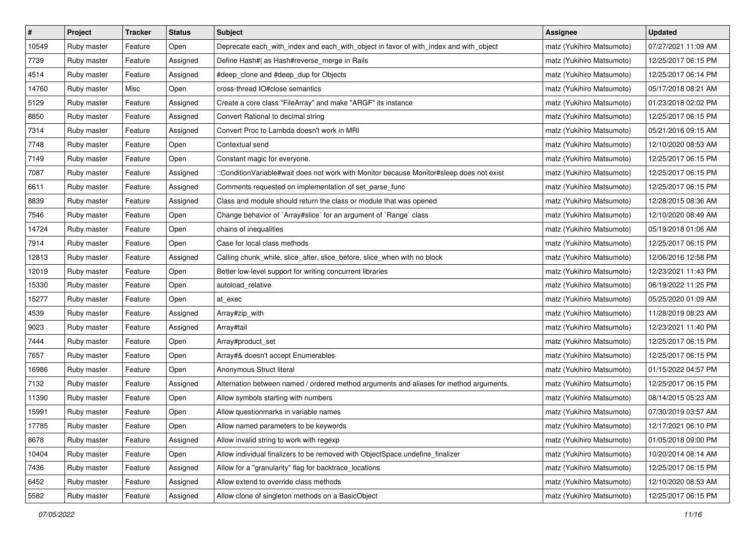| # | Project | Tracker | Status | Subject | Assignee | Updated |
| --- | --- | --- | --- | --- | --- | --- |
| 10549 | Ruby master | Feature | Open | Deprecate each_with_index and each_with_object in favor of with_index and with_object | matz (Yukihiro Matsumoto) | 07/27/2021 11:09 AM |
| 7739 | Ruby master | Feature | Assigned | Define Hash#\| as Hash#reverse_merge in Rails | matz (Yukihiro Matsumoto) | 12/25/2017 06:15 PM |
| 4514 | Ruby master | Feature | Assigned | #deep_clone and #deep_dup for Objects | matz (Yukihiro Matsumoto) | 12/25/2017 06:14 PM |
| 14760 | Ruby master | Misc | Open | cross-thread IO#close semantics | matz (Yukihiro Matsumoto) | 05/17/2018 08:21 AM |
| 5129 | Ruby master | Feature | Assigned | Create a core class "FileArray" and make "ARGF" its instance | matz (Yukihiro Matsumoto) | 01/23/2018 02:02 PM |
| 8850 | Ruby master | Feature | Assigned | Convert Rational to decimal string | matz (Yukihiro Matsumoto) | 12/25/2017 06:15 PM |
| 7314 | Ruby master | Feature | Assigned | Convert Proc to Lambda doesn't work in MRI | matz (Yukihiro Matsumoto) | 05/21/2016 09:15 AM |
| 7748 | Ruby master | Feature | Open | Contextual send | matz (Yukihiro Matsumoto) | 12/10/2020 08:53 AM |
| 7149 | Ruby master | Feature | Open | Constant magic for everyone. | matz (Yukihiro Matsumoto) | 12/25/2017 06:15 PM |
| 7087 | Ruby master | Feature | Assigned | ::ConditionVariable#wait does not work with Monitor because Monitor#sleep does not exist | matz (Yukihiro Matsumoto) | 12/25/2017 06:15 PM |
| 6611 | Ruby master | Feature | Assigned | Comments requested on implementation of set_parse_func | matz (Yukihiro Matsumoto) | 12/25/2017 06:15 PM |
| 8839 | Ruby master | Feature | Assigned | Class and module should return the class or module that was opened | matz (Yukihiro Matsumoto) | 12/28/2015 08:36 AM |
| 7546 | Ruby master | Feature | Open | Change behavior of `Array#slice` for an argument of `Range` class | matz (Yukihiro Matsumoto) | 12/10/2020 08:49 AM |
| 14724 | Ruby master | Feature | Open | chains of inequalities | matz (Yukihiro Matsumoto) | 05/19/2018 01:06 AM |
| 7914 | Ruby master | Feature | Open | Case for local class methods | matz (Yukihiro Matsumoto) | 12/25/2017 06:15 PM |
| 12813 | Ruby master | Feature | Assigned | Calling chunk_while, slice_after, slice_before, slice_when with no block | matz (Yukihiro Matsumoto) | 12/06/2016 12:58 PM |
| 12019 | Ruby master | Feature | Open | Better low-level support for writing concurrent libraries | matz (Yukihiro Matsumoto) | 12/23/2021 11:43 PM |
| 15330 | Ruby master | Feature | Open | autoload_relative | matz (Yukihiro Matsumoto) | 06/19/2022 11:25 PM |
| 15277 | Ruby master | Feature | Open | at_exec | matz (Yukihiro Matsumoto) | 05/25/2020 01:09 AM |
| 4539 | Ruby master | Feature | Assigned | Array#zip_with | matz (Yukihiro Matsumoto) | 11/28/2019 08:23 AM |
| 9023 | Ruby master | Feature | Assigned | Array#tail | matz (Yukihiro Matsumoto) | 12/23/2021 11:40 PM |
| 7444 | Ruby master | Feature | Open | Array#product_set | matz (Yukihiro Matsumoto) | 12/25/2017 06:15 PM |
| 7657 | Ruby master | Feature | Open | Array#& doesn't accept Enumerables | matz (Yukihiro Matsumoto) | 12/25/2017 06:15 PM |
| 16986 | Ruby master | Feature | Open | Anonymous Struct literal | matz (Yukihiro Matsumoto) | 01/15/2022 04:57 PM |
| 7132 | Ruby master | Feature | Assigned | Alternation between named / ordered method arguments and aliases for method arguments. | matz (Yukihiro Matsumoto) | 12/25/2017 06:15 PM |
| 11390 | Ruby master | Feature | Open | Allow symbols starting with numbers | matz (Yukihiro Matsumoto) | 08/14/2015 05:23 AM |
| 15991 | Ruby master | Feature | Open | Allow questionmarks in variable names | matz (Yukihiro Matsumoto) | 07/30/2019 03:57 AM |
| 17785 | Ruby master | Feature | Open | Allow named parameters to be keywords | matz (Yukihiro Matsumoto) | 12/17/2021 06:10 PM |
| 8678 | Ruby master | Feature | Assigned | Allow invalid string to work with regexp | matz (Yukihiro Matsumoto) | 01/05/2018 09:00 PM |
| 10404 | Ruby master | Feature | Open | Allow individual finalizers to be removed with ObjectSpace.undefine_finalizer | matz (Yukihiro Matsumoto) | 10/20/2014 08:14 AM |
| 7436 | Ruby master | Feature | Assigned | Allow for a "granularity" flag for backtrace_locations | matz (Yukihiro Matsumoto) | 12/25/2017 06:15 PM |
| 6452 | Ruby master | Feature | Assigned | Allow extend to override class methods | matz (Yukihiro Matsumoto) | 12/10/2020 08:53 AM |
| 5582 | Ruby master | Feature | Assigned | Allow clone of singleton methods on a BasicObject | matz (Yukihiro Matsumoto) | 12/25/2017 06:15 PM |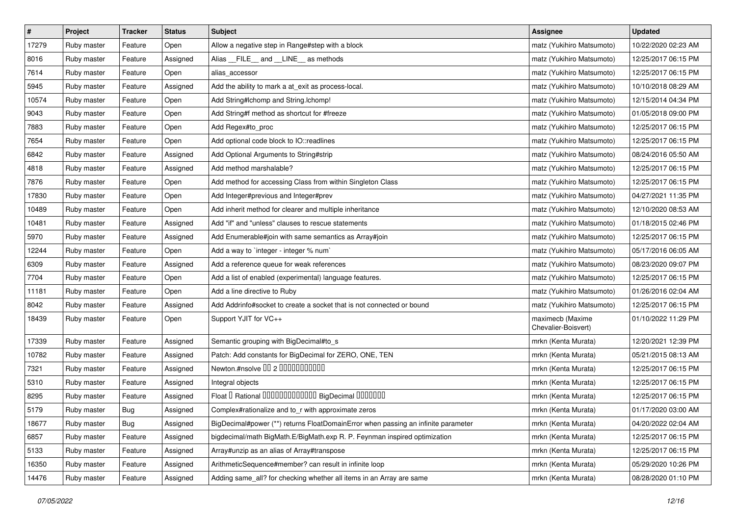| # | Project | Tracker | Status | Subject | Assignee | Updated |
|---|---|---|---|---|---|---|
| 17279 | Ruby master | Feature | Open | Allow a negative step in Range#step with a block | matz (Yukihiro Matsumoto) | 10/22/2020 02:23 AM |
| 8016 | Ruby master | Feature | Assigned | Alias __FILE__ and __LINE__ as methods | matz (Yukihiro Matsumoto) | 12/25/2017 06:15 PM |
| 7614 | Ruby master | Feature | Open | alias_accessor | matz (Yukihiro Matsumoto) | 12/25/2017 06:15 PM |
| 5945 | Ruby master | Feature | Assigned | Add the ability to mark a at_exit as process-local. | matz (Yukihiro Matsumoto) | 10/10/2018 08:29 AM |
| 10574 | Ruby master | Feature | Open | Add String#lchomp and String.lchomp! | matz (Yukihiro Matsumoto) | 12/15/2014 04:34 PM |
| 9043 | Ruby master | Feature | Open | Add String#f method as shortcut for #freeze | matz (Yukihiro Matsumoto) | 01/05/2018 09:00 PM |
| 7883 | Ruby master | Feature | Open | Add Regex#to_proc | matz (Yukihiro Matsumoto) | 12/25/2017 06:15 PM |
| 7654 | Ruby master | Feature | Open | Add optional code block to IO::readlines | matz (Yukihiro Matsumoto) | 12/25/2017 06:15 PM |
| 6842 | Ruby master | Feature | Assigned | Add Optional Arguments to String#strip | matz (Yukihiro Matsumoto) | 08/24/2016 05:50 AM |
| 4818 | Ruby master | Feature | Assigned | Add method marshalable? | matz (Yukihiro Matsumoto) | 12/25/2017 06:15 PM |
| 7876 | Ruby master | Feature | Open | Add method for accessing Class from within Singleton Class | matz (Yukihiro Matsumoto) | 12/25/2017 06:15 PM |
| 17830 | Ruby master | Feature | Open | Add Integer#previous and Integer#prev | matz (Yukihiro Matsumoto) | 04/27/2021 11:35 PM |
| 10489 | Ruby master | Feature | Open | Add inherit method for clearer and multiple inheritance | matz (Yukihiro Matsumoto) | 12/10/2020 08:53 AM |
| 10481 | Ruby master | Feature | Assigned | Add "if" and "unless" clauses to rescue statements | matz (Yukihiro Matsumoto) | 01/18/2015 02:46 PM |
| 5970 | Ruby master | Feature | Assigned | Add Enumerable#join with same semantics as Array#join | matz (Yukihiro Matsumoto) | 12/25/2017 06:15 PM |
| 12244 | Ruby master | Feature | Open | Add a way to `integer - integer % num` | matz (Yukihiro Matsumoto) | 05/17/2016 06:05 AM |
| 6309 | Ruby master | Feature | Assigned | Add a reference queue for weak references | matz (Yukihiro Matsumoto) | 08/23/2020 09:07 PM |
| 7704 | Ruby master | Feature | Open | Add a list of enabled (experimental) language features. | matz (Yukihiro Matsumoto) | 12/25/2017 06:15 PM |
| 11181 | Ruby master | Feature | Open | Add a line directive to Ruby | matz (Yukihiro Matsumoto) | 01/26/2016 02:04 AM |
| 8042 | Ruby master | Feature | Assigned | Add Addrinfo#socket to create a socket that is not connected or bound | matz (Yukihiro Matsumoto) | 12/25/2017 06:15 PM |
| 18439 | Ruby master | Feature | Open | Support YJIT for VC++ | maximecb (Maxime Chevalier-Boisvert) | 01/10/2022 11:29 PM |
| 17339 | Ruby master | Feature | Assigned | Semantic grouping with BigDecimal#to_s | mrkn (Kenta Murata) | 12/20/2021 12:39 PM |
| 10782 | Ruby master | Feature | Assigned | Patch: Add constants for BigDecimal for ZERO, ONE, TEN | mrkn (Kenta Murata) | 05/21/2015 08:13 AM |
| 7321 | Ruby master | Feature | Assigned | Newton.#nsolve 00 2 00000000000 | mrkn (Kenta Murata) | 12/25/2017 06:15 PM |
| 5310 | Ruby master | Feature | Assigned | Integral objects | mrkn (Kenta Murata) | 12/25/2017 06:15 PM |
| 8295 | Ruby master | Feature | Assigned | Float 0 Rational 0000000000000 BigDecimal 0000000 | mrkn (Kenta Murata) | 12/25/2017 06:15 PM |
| 5179 | Ruby master | Bug | Assigned | Complex#rationalize and to_r with approximate zeros | mrkn (Kenta Murata) | 01/17/2020 03:00 AM |
| 18677 | Ruby master | Bug | Assigned | BigDecimal#power (**) returns FloatDomainError when passing an infinite parameter | mrkn (Kenta Murata) | 04/20/2022 02:04 AM |
| 6857 | Ruby master | Feature | Assigned | bigdecimal/math BigMath.E/BigMath.exp R. P. Feynman inspired optimization | mrkn (Kenta Murata) | 12/25/2017 06:15 PM |
| 5133 | Ruby master | Feature | Assigned | Array#unzip as an alias of Array#transpose | mrkn (Kenta Murata) | 12/25/2017 06:15 PM |
| 16350 | Ruby master | Feature | Assigned | ArithmeticSequence#member? can result in infinite loop | mrkn (Kenta Murata) | 05/29/2020 10:26 PM |
| 14476 | Ruby master | Feature | Assigned | Adding same_all? for checking whether all items in an Array are same | mrkn (Kenta Murata) | 08/28/2020 01:10 PM |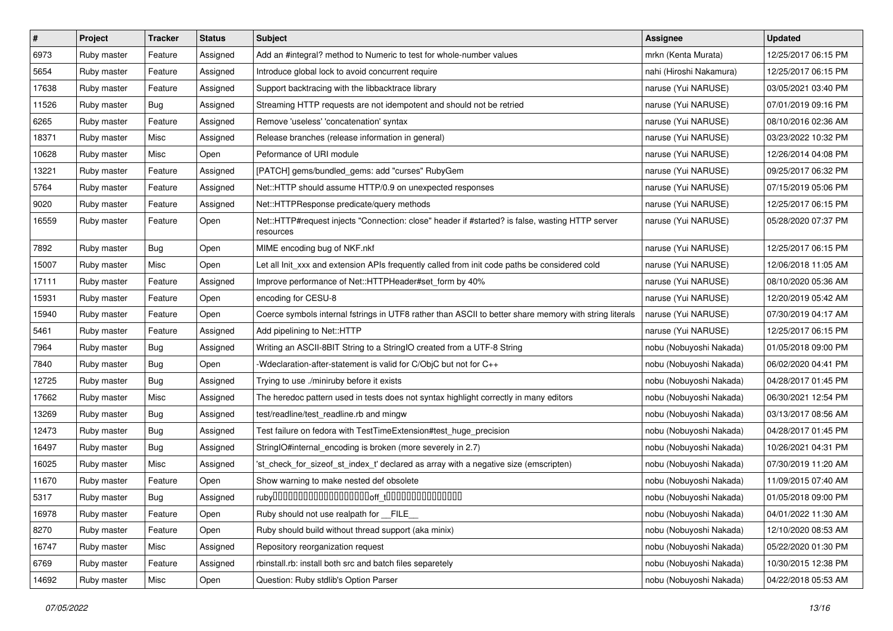| # | Project | Tracker | Status | Subject | Assignee | Updated |
|---|---|---|---|---|---|---|
| 6973 | Ruby master | Feature | Assigned | Add an #integral? method to Numeric to test for whole-number values | mrkn (Kenta Murata) | 12/25/2017 06:15 PM |
| 5654 | Ruby master | Feature | Assigned | Introduce global lock to avoid concurrent require | nahi (Hiroshi Nakamura) | 12/25/2017 06:15 PM |
| 17638 | Ruby master | Feature | Assigned | Support backtracing with the libbacktrace library | naruse (Yui NARUSE) | 03/05/2021 03:40 PM |
| 11526 | Ruby master | Bug | Assigned | Streaming HTTP requests are not idempotent and should not be retried | naruse (Yui NARUSE) | 07/01/2019 09:16 PM |
| 6265 | Ruby master | Feature | Assigned | Remove 'useless' 'concatenation' syntax | naruse (Yui NARUSE) | 08/10/2016 02:36 AM |
| 18371 | Ruby master | Misc | Assigned | Release branches (release information in general) | naruse (Yui NARUSE) | 03/23/2022 10:32 PM |
| 10628 | Ruby master | Misc | Open | Peformance of URI module | naruse (Yui NARUSE) | 12/26/2014 04:08 PM |
| 13221 | Ruby master | Feature | Assigned | [PATCH] gems/bundled_gems: add "curses" RubyGem | naruse (Yui NARUSE) | 09/25/2017 06:32 PM |
| 5764 | Ruby master | Feature | Assigned | Net::HTTP should assume HTTP/0.9 on unexpected responses | naruse (Yui NARUSE) | 07/15/2019 05:06 PM |
| 9020 | Ruby master | Feature | Assigned | Net::HTTPResponse predicate/query methods | naruse (Yui NARUSE) | 12/25/2017 06:15 PM |
| 16559 | Ruby master | Feature | Open | Net::HTTP#request injects "Connection: close" header if #started? is false, wasting HTTP server resources | naruse (Yui NARUSE) | 05/28/2020 07:37 PM |
| 7892 | Ruby master | Bug | Open | MIME encoding bug of NKF.nkf | naruse (Yui NARUSE) | 12/25/2017 06:15 PM |
| 15007 | Ruby master | Misc | Open | Let all Init_xxx and extension APIs frequently called from init code paths be considered cold | naruse (Yui NARUSE) | 12/06/2018 11:05 AM |
| 17111 | Ruby master | Feature | Assigned | Improve performance of Net::HTTPHeader#set_form by 40% | naruse (Yui NARUSE) | 08/10/2020 05:36 AM |
| 15931 | Ruby master | Feature | Open | encoding for CESU-8 | naruse (Yui NARUSE) | 12/20/2019 05:42 AM |
| 15940 | Ruby master | Feature | Open | Coerce symbols internal fstrings in UTF8 rather than ASCII to better share memory with string literals | naruse (Yui NARUSE) | 07/30/2019 04:17 AM |
| 5461 | Ruby master | Feature | Assigned | Add pipelining to Net::HTTP | naruse (Yui NARUSE) | 12/25/2017 06:15 PM |
| 7964 | Ruby master | Bug | Assigned | Writing an ASCII-8BIT String to a StringIO created from a UTF-8 String | nobu (Nobuyoshi Nakada) | 01/05/2018 09:00 PM |
| 7840 | Ruby master | Bug | Open | -Wdeclaration-after-statement is valid for C/ObjC but not for C++ | nobu (Nobuyoshi Nakada) | 06/02/2020 04:41 PM |
| 12725 | Ruby master | Bug | Assigned | Trying to use ./miniruby before it exists | nobu (Nobuyoshi Nakada) | 04/28/2017 01:45 PM |
| 17662 | Ruby master | Misc | Assigned | The heredoc pattern used in tests does not syntax highlight correctly in many editors | nobu (Nobuyoshi Nakada) | 06/30/2021 12:54 PM |
| 13269 | Ruby master | Bug | Assigned | test/readline/test_readline.rb and mingw | nobu (Nobuyoshi Nakada) | 03/13/2017 08:56 AM |
| 12473 | Ruby master | Bug | Assigned | Test failure on fedora with TestTimeExtension#test_huge_precision | nobu (Nobuyoshi Nakada) | 04/28/2017 01:45 PM |
| 16497 | Ruby master | Bug | Assigned | StringIO#internal_encoding is broken (more severely in 2.7) | nobu (Nobuyoshi Nakada) | 10/26/2021 04:31 PM |
| 16025 | Ruby master | Misc | Assigned | 'st_check_for_sizeof_st_index_t' declared as array with a negative size (emscripten) | nobu (Nobuyoshi Nakada) | 07/30/2019 11:20 AM |
| 11670 | Ruby master | Feature | Open | Show warning to make nested def obsolete | nobu (Nobuyoshi Nakada) | 11/09/2015 07:40 AM |
| 5317 | Ruby master | Bug | Assigned | ruby����������������������off_t������������� | nobu (Nobuyoshi Nakada) | 01/05/2018 09:00 PM |
| 16978 | Ruby master | Feature | Open | Ruby should not use realpath for __FILE__ | nobu (Nobuyoshi Nakada) | 04/01/2022 11:30 AM |
| 8270 | Ruby master | Feature | Open | Ruby should build without thread support (aka minix) | nobu (Nobuyoshi Nakada) | 12/10/2020 08:53 AM |
| 16747 | Ruby master | Misc | Assigned | Repository reorganization request | nobu (Nobuyoshi Nakada) | 05/22/2020 01:30 PM |
| 6769 | Ruby master | Feature | Assigned | rbinstall.rb: install both src and batch files separetely | nobu (Nobuyoshi Nakada) | 10/30/2015 12:38 PM |
| 14692 | Ruby master | Misc | Open | Question: Ruby stdlib's Option Parser | nobu (Nobuyoshi Nakada) | 04/22/2018 05:53 AM |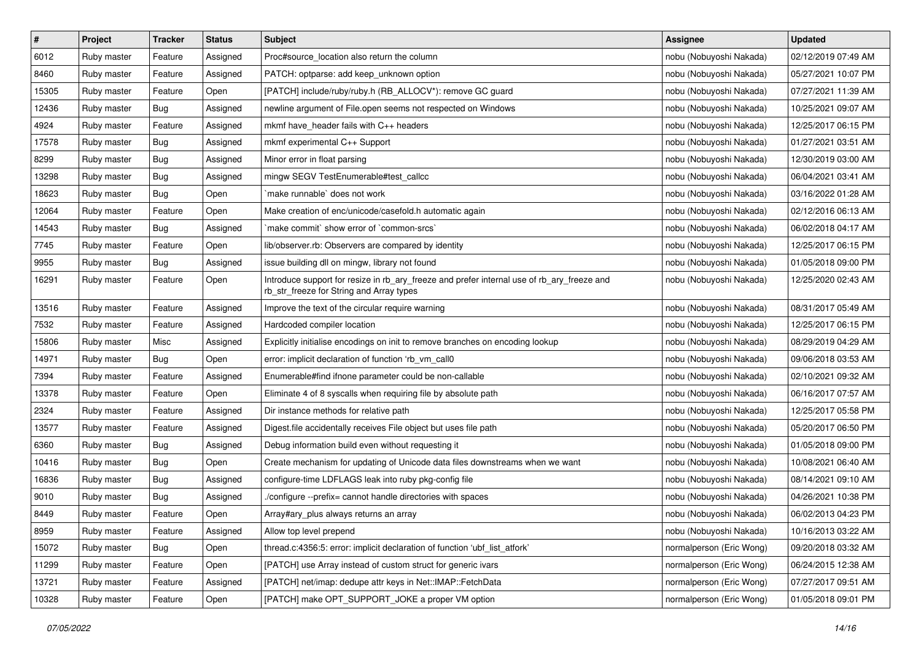| # | Project | Tracker | Status | Subject | Assignee | Updated |
|---|---|---|---|---|---|---|
| 6012 | Ruby master | Feature | Assigned | Proc#source_location also return the column | nobu (Nobuyoshi Nakada) | 02/12/2019 07:49 AM |
| 8460 | Ruby master | Feature | Assigned | PATCH: optparse: add keep_unknown option | nobu (Nobuyoshi Nakada) | 05/27/2021 10:07 PM |
| 15305 | Ruby master | Feature | Open | [PATCH] include/ruby/ruby.h (RB_ALLOCV*): remove GC guard | nobu (Nobuyoshi Nakada) | 07/27/2021 11:39 AM |
| 12436 | Ruby master | Bug | Assigned | newline argument of File.open seems not respected on Windows | nobu (Nobuyoshi Nakada) | 10/25/2021 09:07 AM |
| 4924 | Ruby master | Feature | Assigned | mkmf have_header fails with C++ headers | nobu (Nobuyoshi Nakada) | 12/25/2017 06:15 PM |
| 17578 | Ruby master | Bug | Assigned | mkmf experimental C++ Support | nobu (Nobuyoshi Nakada) | 01/27/2021 03:51 AM |
| 8299 | Ruby master | Bug | Assigned | Minor error in float parsing | nobu (Nobuyoshi Nakada) | 12/30/2019 03:00 AM |
| 13298 | Ruby master | Bug | Assigned | mingw SEGV TestEnumerable#test_callcc | nobu (Nobuyoshi Nakada) | 06/04/2021 03:41 AM |
| 18623 | Ruby master | Bug | Open | `make runnable` does not work | nobu (Nobuyoshi Nakada) | 03/16/2022 01:28 AM |
| 12064 | Ruby master | Feature | Open | Make creation of enc/unicode/casefold.h automatic again | nobu (Nobuyoshi Nakada) | 02/12/2016 06:13 AM |
| 14543 | Ruby master | Bug | Assigned | `make commit` show error of `common-srcs` | nobu (Nobuyoshi Nakada) | 06/02/2018 04:17 AM |
| 7745 | Ruby master | Feature | Open | lib/observer.rb: Observers are compared by identity | nobu (Nobuyoshi Nakada) | 12/25/2017 06:15 PM |
| 9955 | Ruby master | Bug | Assigned | issue building dll on mingw, library not found | nobu (Nobuyoshi Nakada) | 01/05/2018 09:00 PM |
| 16291 | Ruby master | Feature | Open | Introduce support for resize in rb_ary_freeze and prefer internal use of rb_ary_freeze and rb_str_freeze for String and Array types | nobu (Nobuyoshi Nakada) | 12/25/2020 02:43 AM |
| 13516 | Ruby master | Feature | Assigned | Improve the text of the circular require warning | nobu (Nobuyoshi Nakada) | 08/31/2017 05:49 AM |
| 7532 | Ruby master | Feature | Assigned | Hardcoded compiler location | nobu (Nobuyoshi Nakada) | 12/25/2017 06:15 PM |
| 15806 | Ruby master | Misc | Assigned | Explicitly initialise encodings on init to remove branches on encoding lookup | nobu (Nobuyoshi Nakada) | 08/29/2019 04:29 AM |
| 14971 | Ruby master | Bug | Open | error: implicit declaration of function 'rb_vm_call0 | nobu (Nobuyoshi Nakada) | 09/06/2018 03:53 AM |
| 7394 | Ruby master | Feature | Assigned | Enumerable#find ifnone parameter could be non-callable | nobu (Nobuyoshi Nakada) | 02/10/2021 09:32 AM |
| 13378 | Ruby master | Feature | Open | Eliminate 4 of 8 syscalls when requiring file by absolute path | nobu (Nobuyoshi Nakada) | 06/16/2017 07:57 AM |
| 2324 | Ruby master | Feature | Assigned | Dir instance methods for relative path | nobu (Nobuyoshi Nakada) | 12/25/2017 05:58 PM |
| 13577 | Ruby master | Feature | Assigned | Digest.file accidentally receives File object but uses file path | nobu (Nobuyoshi Nakada) | 05/20/2017 06:50 PM |
| 6360 | Ruby master | Bug | Assigned | Debug information build even without requesting it | nobu (Nobuyoshi Nakada) | 01/05/2018 09:00 PM |
| 10416 | Ruby master | Bug | Open | Create mechanism for updating of Unicode data files downstreams when we want | nobu (Nobuyoshi Nakada) | 10/08/2021 06:40 AM |
| 16836 | Ruby master | Bug | Assigned | configure-time LDFLAGS leak into ruby pkg-config file | nobu (Nobuyoshi Nakada) | 08/14/2021 09:10 AM |
| 9010 | Ruby master | Bug | Assigned | ./configure --prefix= cannot handle directories with spaces | nobu (Nobuyoshi Nakada) | 04/26/2021 10:38 PM |
| 8449 | Ruby master | Feature | Open | Array#ary_plus always returns an array | nobu (Nobuyoshi Nakada) | 06/02/2013 04:23 PM |
| 8959 | Ruby master | Feature | Assigned | Allow top level prepend | nobu (Nobuyoshi Nakada) | 10/16/2013 03:22 AM |
| 15072 | Ruby master | Bug | Open | thread.c:4356:5: error: implicit declaration of function 'ubf_list_atfork' | normalperson (Eric Wong) | 09/20/2018 03:32 AM |
| 11299 | Ruby master | Feature | Open | [PATCH] use Array instead of custom struct for generic ivars | normalperson (Eric Wong) | 06/24/2015 12:38 AM |
| 13721 | Ruby master | Feature | Assigned | [PATCH] net/imap: dedupe attr keys in Net::IMAP::FetchData | normalperson (Eric Wong) | 07/27/2017 09:51 AM |
| 10328 | Ruby master | Feature | Open | [PATCH] make OPT_SUPPORT_JOKE a proper VM option | normalperson (Eric Wong) | 01/05/2018 09:01 PM |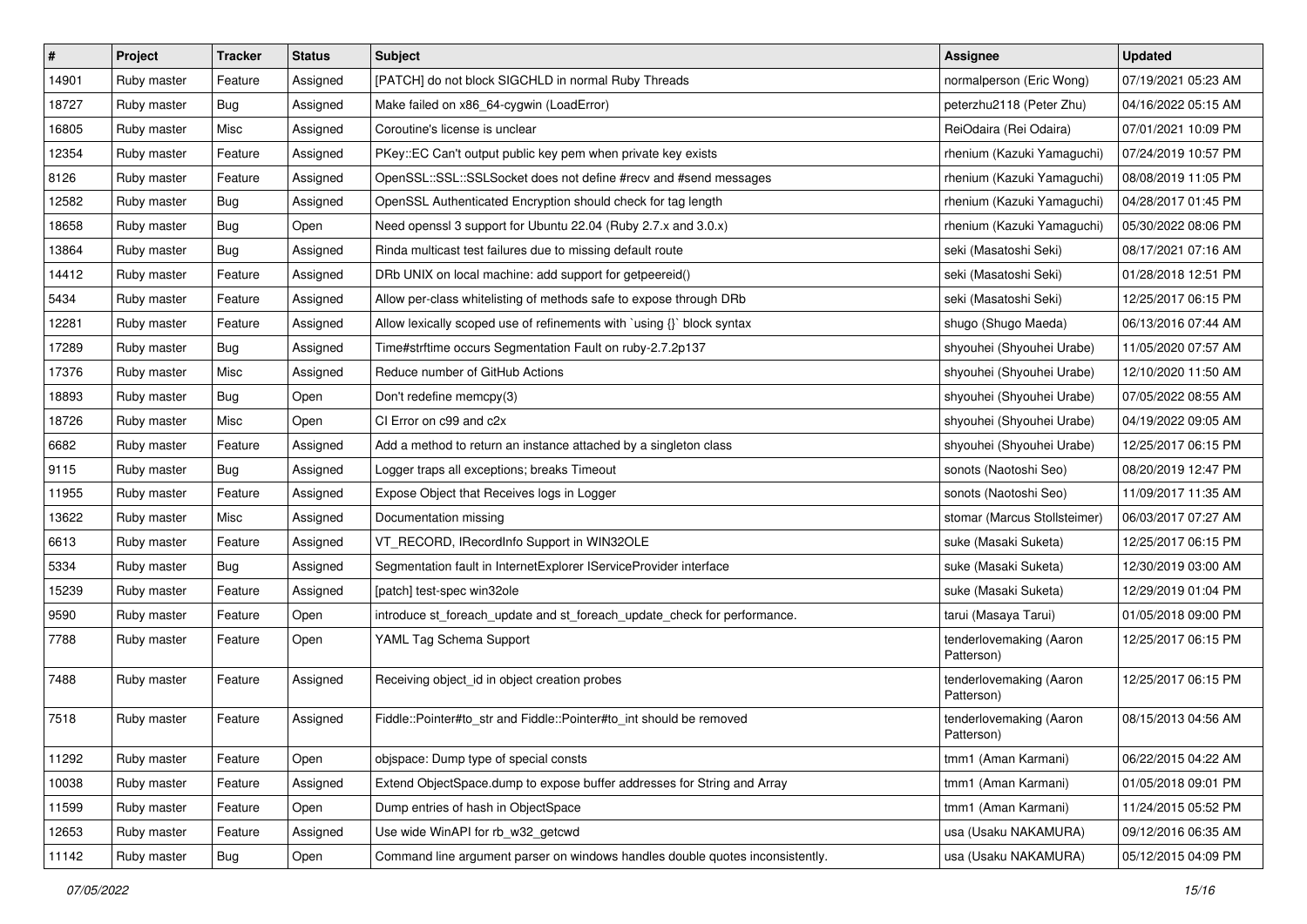| # | Project | Tracker | Status | Subject | Assignee | Updated |
|---|---|---|---|---|---|---|
| 14901 | Ruby master | Feature | Assigned | [PATCH] do not block SIGCHLD in normal Ruby Threads | normalperson (Eric Wong) | 07/19/2021 05:23 AM |
| 18727 | Ruby master | Bug | Assigned | Make failed on x86_64-cygwin (LoadError) | peterzhu2118 (Peter Zhu) | 04/16/2022 05:15 AM |
| 16805 | Ruby master | Misc | Assigned | Coroutine's license is unclear | ReiOdaira (Rei Odaira) | 07/01/2021 10:09 PM |
| 12354 | Ruby master | Feature | Assigned | PKey::EC Can't output public key pem when private key exists | rhenium (Kazuki Yamaguchi) | 07/24/2019 10:57 PM |
| 8126 | Ruby master | Feature | Assigned | OpenSSL::SSL::SSLSocket does not define #recv and #send messages | rhenium (Kazuki Yamaguchi) | 08/08/2019 11:05 PM |
| 12582 | Ruby master | Bug | Assigned | OpenSSL Authenticated Encryption should check for tag length | rhenium (Kazuki Yamaguchi) | 04/28/2017 01:45 PM |
| 18658 | Ruby master | Bug | Open | Need openssl 3 support for Ubuntu 22.04 (Ruby 2.7.x and 3.0.x) | rhenium (Kazuki Yamaguchi) | 05/30/2022 08:06 PM |
| 13864 | Ruby master | Bug | Assigned | Rinda multicast test failures due to missing default route | seki (Masatoshi Seki) | 08/17/2021 07:16 AM |
| 14412 | Ruby master | Feature | Assigned | DRb UNIX on local machine: add support for getpeereid() | seki (Masatoshi Seki) | 01/28/2018 12:51 PM |
| 5434 | Ruby master | Feature | Assigned | Allow per-class whitelisting of methods safe to expose through DRb | seki (Masatoshi Seki) | 12/25/2017 06:15 PM |
| 12281 | Ruby master | Feature | Assigned | Allow lexically scoped use of refinements with `using {}` block syntax | shugo (Shugo Maeda) | 06/13/2016 07:44 AM |
| 17289 | Ruby master | Bug | Assigned | Time#strftime occurs Segmentation Fault on ruby-2.7.2p137 | shyouhei (Shyouhei Urabe) | 11/05/2020 07:57 AM |
| 17376 | Ruby master | Misc | Assigned | Reduce number of GitHub Actions | shyouhei (Shyouhei Urabe) | 12/10/2020 11:50 AM |
| 18893 | Ruby master | Bug | Open | Don't redefine memcpy(3) | shyouhei (Shyouhei Urabe) | 07/05/2022 08:55 AM |
| 18726 | Ruby master | Misc | Open | CI Error on c99 and c2x | shyouhei (Shyouhei Urabe) | 04/19/2022 09:05 AM |
| 6682 | Ruby master | Feature | Assigned | Add a method to return an instance attached by a singleton class | shyouhei (Shyouhei Urabe) | 12/25/2017 06:15 PM |
| 9115 | Ruby master | Bug | Assigned | Logger traps all exceptions; breaks Timeout | sonots (Naotoshi Seo) | 08/20/2019 12:47 PM |
| 11955 | Ruby master | Feature | Assigned | Expose Object that Receives logs in Logger | sonots (Naotoshi Seo) | 11/09/2017 11:35 AM |
| 13622 | Ruby master | Misc | Assigned | Documentation missing | stomar (Marcus Stollsteimer) | 06/03/2017 07:27 AM |
| 6613 | Ruby master | Feature | Assigned | VT_RECORD, IRecordInfo Support in WIN32OLE | suke (Masaki Suketa) | 12/25/2017 06:15 PM |
| 5334 | Ruby master | Bug | Assigned | Segmentation fault in InternetExplorer IServiceProvider interface | suke (Masaki Suketa) | 12/30/2019 03:00 AM |
| 15239 | Ruby master | Feature | Assigned | [patch] test-spec win32ole | suke (Masaki Suketa) | 12/29/2019 01:04 PM |
| 9590 | Ruby master | Feature | Open | introduce st_foreach_update and st_foreach_update_check for performance. | tarui (Masaya Tarui) | 01/05/2018 09:00 PM |
| 7788 | Ruby master | Feature | Open | YAML Tag Schema Support | tenderlovemaking (Aaron Patterson) | 12/25/2017 06:15 PM |
| 7488 | Ruby master | Feature | Assigned | Receiving object_id in object creation probes | tenderlovemaking (Aaron Patterson) | 12/25/2017 06:15 PM |
| 7518 | Ruby master | Feature | Assigned | Fiddle::Pointer#to_str and Fiddle::Pointer#to_int should be removed | tenderlovemaking (Aaron Patterson) | 08/15/2013 04:56 AM |
| 11292 | Ruby master | Feature | Open | objspace: Dump type of special consts | tmm1 (Aman Karmani) | 06/22/2015 04:22 AM |
| 10038 | Ruby master | Feature | Assigned | Extend ObjectSpace.dump to expose buffer addresses for String and Array | tmm1 (Aman Karmani) | 01/05/2018 09:01 PM |
| 11599 | Ruby master | Feature | Open | Dump entries of hash in ObjectSpace | tmm1 (Aman Karmani) | 11/24/2015 05:52 PM |
| 12653 | Ruby master | Feature | Assigned | Use wide WinAPI for rb_w32_getcwd | usa (Usaku NAKAMURA) | 09/12/2016 06:35 AM |
| 11142 | Ruby master | Bug | Open | Command line argument parser on windows handles double quotes inconsistently. | usa (Usaku NAKAMURA) | 05/12/2015 04:09 PM |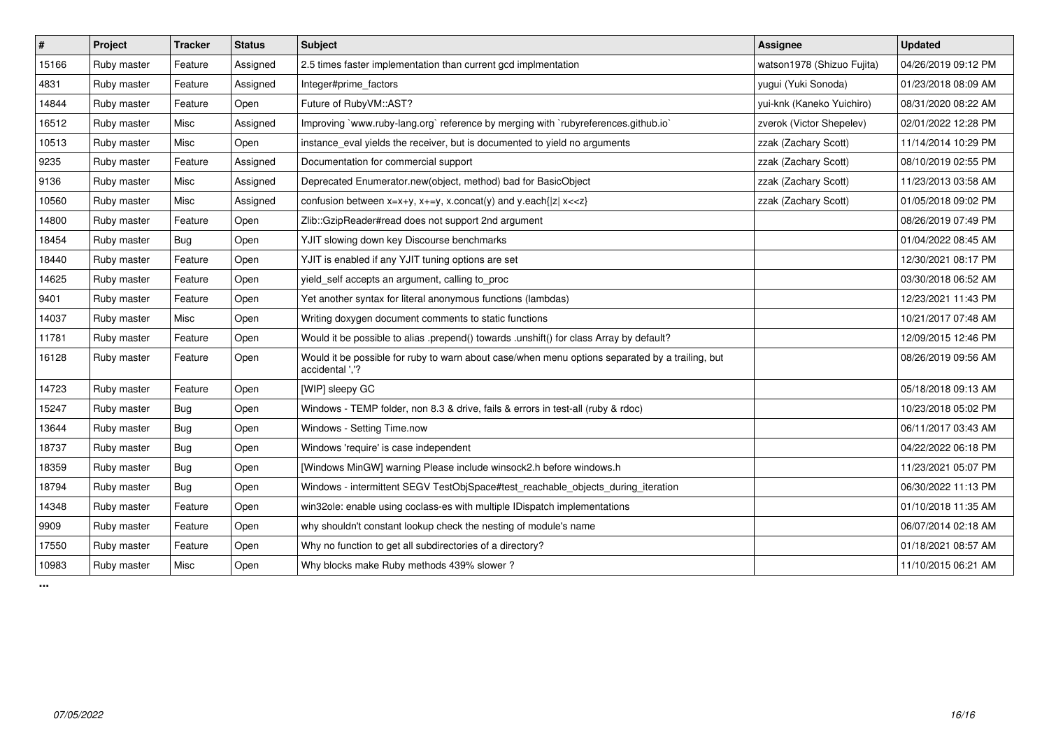| # | Project | Tracker | Status | Subject | Assignee | Updated |
|---|---|---|---|---|---|---|
| 15166 | Ruby master | Feature | Assigned | 2.5 times faster implementation than current gcd implmentation | watson1978 (Shizuo Fujita) | 04/26/2019 09:12 PM |
| 4831 | Ruby master | Feature | Assigned | Integer#prime_factors | yugui (Yuki Sonoda) | 01/23/2018 08:09 AM |
| 14844 | Ruby master | Feature | Open | Future of RubyVM::AST? | yui-knk (Kaneko Yuichiro) | 08/31/2020 08:22 AM |
| 16512 | Ruby master | Misc | Assigned | Improving `www.ruby-lang.org` reference by merging with `rubyreferences.github.io` | zverok (Victor Shepelev) | 02/01/2022 12:28 PM |
| 10513 | Ruby master | Misc | Open | instance_eval yields the receiver, but is documented to yield no arguments | zzak (Zachary Scott) | 11/14/2014 10:29 PM |
| 9235 | Ruby master | Feature | Assigned | Documentation for commercial support | zzak (Zachary Scott) | 08/10/2019 02:55 PM |
| 9136 | Ruby master | Misc | Assigned | Deprecated Enumerator.new(object, method) bad for BasicObject | zzak (Zachary Scott) | 11/23/2013 03:58 AM |
| 10560 | Ruby master | Misc | Assigned | confusion between x=x+y, x+=y, x.concat(y) and y.each{\|z\| x<<z} | zzak (Zachary Scott) | 01/05/2018 09:02 PM |
| 14800 | Ruby master | Feature | Open | Zlib::GzipReader#read does not support 2nd argument | | 08/26/2019 07:49 PM |
| 18454 | Ruby master | Bug | Open | YJIT slowing down key Discourse benchmarks | | 01/04/2022 08:45 AM |
| 18440 | Ruby master | Feature | Open | YJIT is enabled if any YJIT tuning options are set | | 12/30/2021 08:17 PM |
| 14625 | Ruby master | Feature | Open | yield_self accepts an argument, calling to_proc | | 03/30/2018 06:52 AM |
| 9401 | Ruby master | Feature | Open | Yet another syntax for literal anonymous functions (lambdas) | | 12/23/2021 11:43 PM |
| 14037 | Ruby master | Misc | Open | Writing doxygen document comments to static functions | | 10/21/2017 07:48 AM |
| 11781 | Ruby master | Feature | Open | Would it be possible to alias .prepend() towards .unshift() for class Array by default? | | 12/09/2015 12:46 PM |
| 16128 | Ruby master | Feature | Open | Would it be possible for ruby to warn about case/when menu options separated by a trailing, but accidental ','? | | 08/26/2019 09:56 AM |
| 14723 | Ruby master | Feature | Open | [WIP] sleepy GC | | 05/18/2018 09:13 AM |
| 15247 | Ruby master | Bug | Open | Windows - TEMP folder, non 8.3 & drive, fails & errors in test-all (ruby & rdoc) | | 10/23/2018 05:02 PM |
| 13644 | Ruby master | Bug | Open | Windows - Setting Time.now | | 06/11/2017 03:43 AM |
| 18737 | Ruby master | Bug | Open | Windows 'require' is case independent | | 04/22/2022 06:18 PM |
| 18359 | Ruby master | Bug | Open | [Windows MinGW] warning Please include winsock2.h before windows.h | | 11/23/2021 05:07 PM |
| 18794 | Ruby master | Bug | Open | Windows - intermittent SEGV TestObjSpace#test_reachable_objects_during_iteration | | 06/30/2022 11:13 PM |
| 14348 | Ruby master | Feature | Open | win32ole: enable using coclass-es with multiple IDispatch implementations | | 01/10/2018 11:35 AM |
| 9909 | Ruby master | Feature | Open | why shouldn't constant lookup check the nesting of module's name | | 06/07/2014 02:18 AM |
| 17550 | Ruby master | Feature | Open | Why no function to get all subdirectories of a directory? | | 01/18/2021 08:57 AM |
| 10983 | Ruby master | Misc | Open | Why blocks make Ruby methods 439% slower ? | | 11/10/2015 06:21 AM |

...